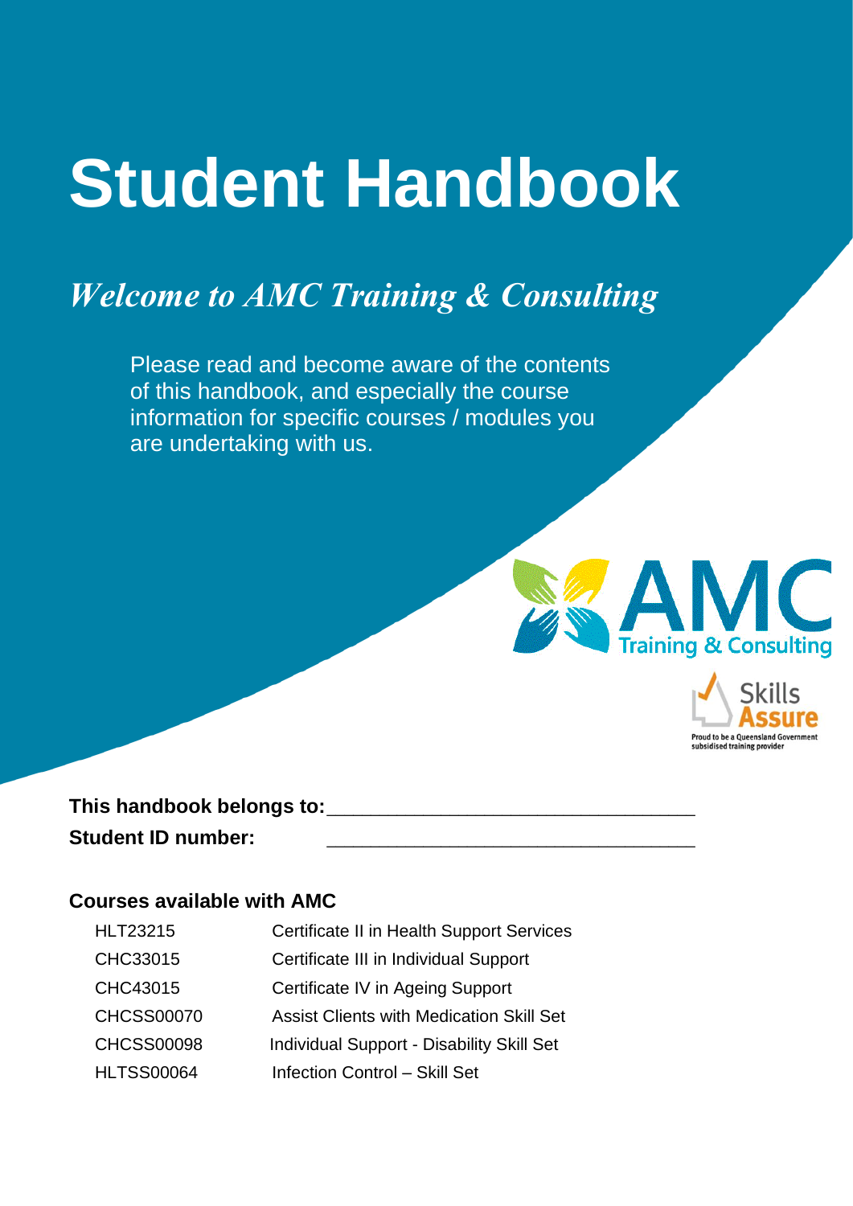# Student Handbook

## *Welcome to AMC Training & Consulting*

Please read and become aware of the contents of this handbook, and especially the course information for specific courses / modules you are undertaking with us.

AMC Training & Consulting

Skills Assure

Proud to be a Queensland Government subsidised training provider

**This handbook belongs to:**\_\_\_\_\_\_\_\_\_\_\_\_\_\_\_\_\_\_\_\_\_\_\_\_\_\_\_\_\_\_\_\_

**Student ID number:** \_\_\_\_\_\_\_\_\_\_\_\_\_\_\_\_\_\_\_\_\_\_\_\_\_\_\_\_\_\_\_\_

### Courses available with AMC

| | |
|---|---|
| HLT23215 | Certificate II in Health Support Services |
| CHC33015 | Certificate III in Individual Support |
| CHC43015 | Certificate IV in Ageing Support |
| CHCSS00070 | Assist Clients with Medication Skill Set |
| CHCSS00098 | Individual Support - Disability Skill Set |
| HLTSS00064 | Infection Control – Skill Set |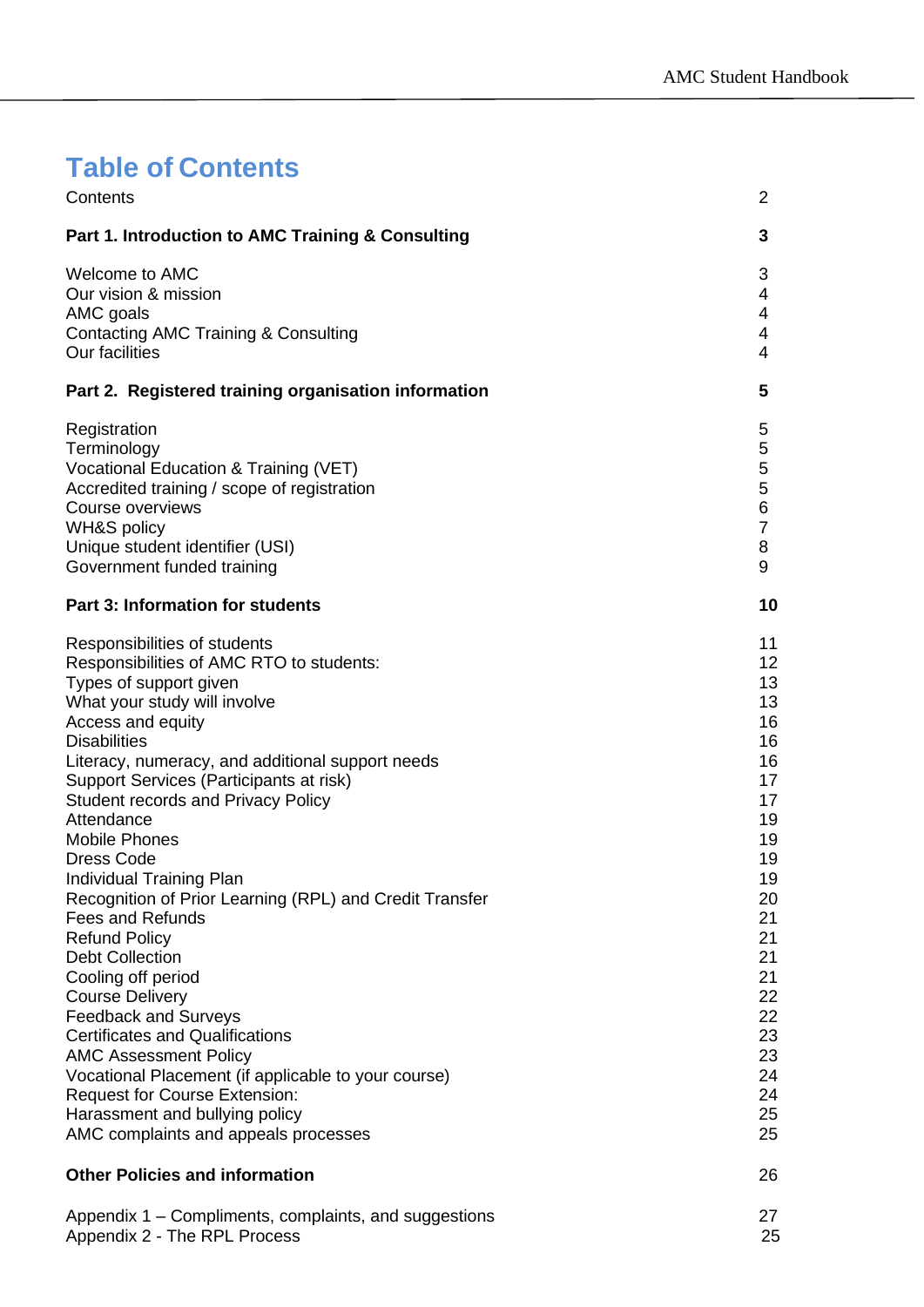# Table of Contents

| | |
|---|---|
| Contents | 2 |
| **Part 1. Introduction to AMC Training & Consulting** | **3** |
| Welcome to AMC | 3 |
| Our vision & mission | 4 |
| AMC goals | 4 |
| Contacting AMC Training & Consulting | 4 |
| Our facilities | 4 |
| **Part 2. Registered training organisation information** | **5** |
| Registration | 5 |
| Terminology | 5 |
| Vocational Education & Training (VET) | 5 |
| Accredited training / scope of registration | 5 |
| Course overviews | 6 |
| WH&S policy | 7 |
| Unique student identifier (USI) | 8 |
| Government funded training | 9 |
| **Part 3: Information for students** | **10** |
| Responsibilities of students | 11 |
| Responsibilities of AMC RTO to students: | 12 |
| Types of support given | 13 |
| What your study will involve | 13 |
| Access and equity | 16 |
| Disabilities | 16 |
| Literacy, numeracy, and additional support needs | 16 |
| Support Services (Participants at risk) | 17 |
| Student records and Privacy Policy | 17 |
| Attendance | 19 |
| Mobile Phones | 19 |
| Dress Code | 19 |
| Individual Training Plan | 19 |
| Recognition of Prior Learning (RPL) and Credit Transfer | 20 |
| Fees and Refunds | 21 |
| Refund Policy | 21 |
| Debt Collection | 21 |
| Cooling off period | 21 |
| Course Delivery | 22 |
| Feedback and Surveys | 22 |
| Certificates and Qualifications | 23 |
| AMC Assessment Policy | 23 |
| Vocational Placement (if applicable to your course) | 24 |
| Request for Course Extension: | 24 |
| Harassment and bullying policy | 25 |
| AMC complaints and appeals processes | 25 |
| **Other Policies and information** | 26 |
| Appendix 1 – Compliments, complaints, and suggestions | 27 |
| Appendix 2 - The RPL Process | 25 |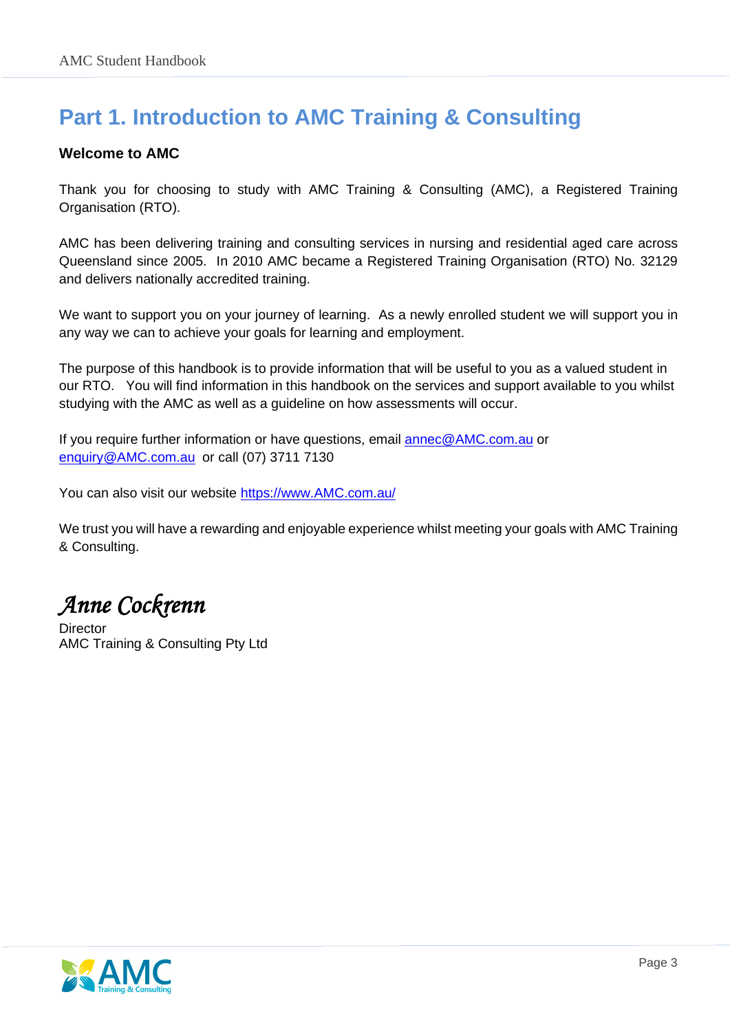# Part 1. Introduction to AMC Training & Consulting

**Welcome to AMC**

Thank you for choosing to study with AMC Training & Consulting (AMC), a Registered Training Organisation (RTO).

AMC has been delivering training and consulting services in nursing and residential aged care across Queensland since 2005. In 2010 AMC became a Registered Training Organisation (RTO) No. 32129 and delivers nationally accredited training.

We want to support you on your journey of learning. As a newly enrolled student we will support you in any way we can to achieve your goals for learning and employment.

The purpose of this handbook is to provide information that will be useful to you as a valued student in our RTO. You will find information in this handbook on the services and support available to you whilst studying with the AMC as well as a guideline on how assessments will occur.

If you require further information or have questions, email [annec@AMC.com.au](mailto:annec@AMC.com.au) or [enquiry@AMC.com.au](mailto:enquiry@AMC.com.au) or call (07) 3711 7130

You can also visit our website [https://www.AMC.com.au/](https://www.AMC.com.au/)

We trust you will have a rewarding and enjoyable experience whilst meeting your goals with AMC Training & Consulting.

*Anne Cockrenn*
Director
AMC Training & Consulting Pty Ltd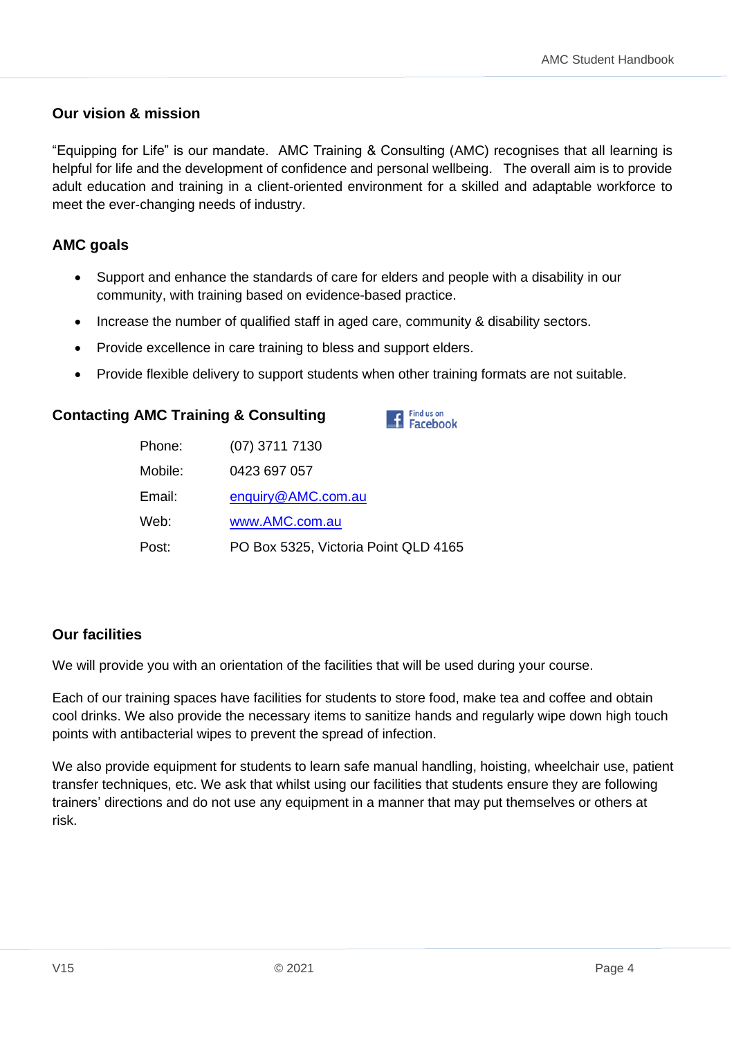## Our vision & mission

"Equipping for Life" is our mandate. AMC Training & Consulting (AMC) recognises that all learning is helpful for life and the development of confidence and personal wellbeing. The overall aim is to provide adult education and training in a client-oriented environment for a skilled and adaptable workforce to meet the ever-changing needs of industry.

## AMC goals

- Support and enhance the standards of care for elders and people with a disability in our community, with training based on evidence-based practice.
- Increase the number of qualified staff in aged care, community & disability sectors.
- Provide excellence in care training to bless and support elders.
- Provide flexible delivery to support students when other training formats are not suitable.

## Contacting AMC Training & Consulting

Find us on Facebook

| | |
|---|---|
| Phone: | (07) 3711 7130 |
| Mobile: | 0423 697 057 |
| Email: | enquiry@AMC.com.au |
| Web: | www.AMC.com.au |
| Post: | PO Box 5325, Victoria Point QLD 4165 |

## Our facilities

We will provide you with an orientation of the facilities that will be used during your course.

Each of our training spaces have facilities for students to store food, make tea and coffee and obtain cool drinks. We also provide the necessary items to sanitize hands and regularly wipe down high touch points with antibacterial wipes to prevent the spread of infection.

We also provide equipment for students to learn safe manual handling, hoisting, wheelchair use, patient transfer techniques, etc. We ask that whilst using our facilities that students ensure they are following trainers' directions and do not use any equipment in a manner that may put themselves or others at risk.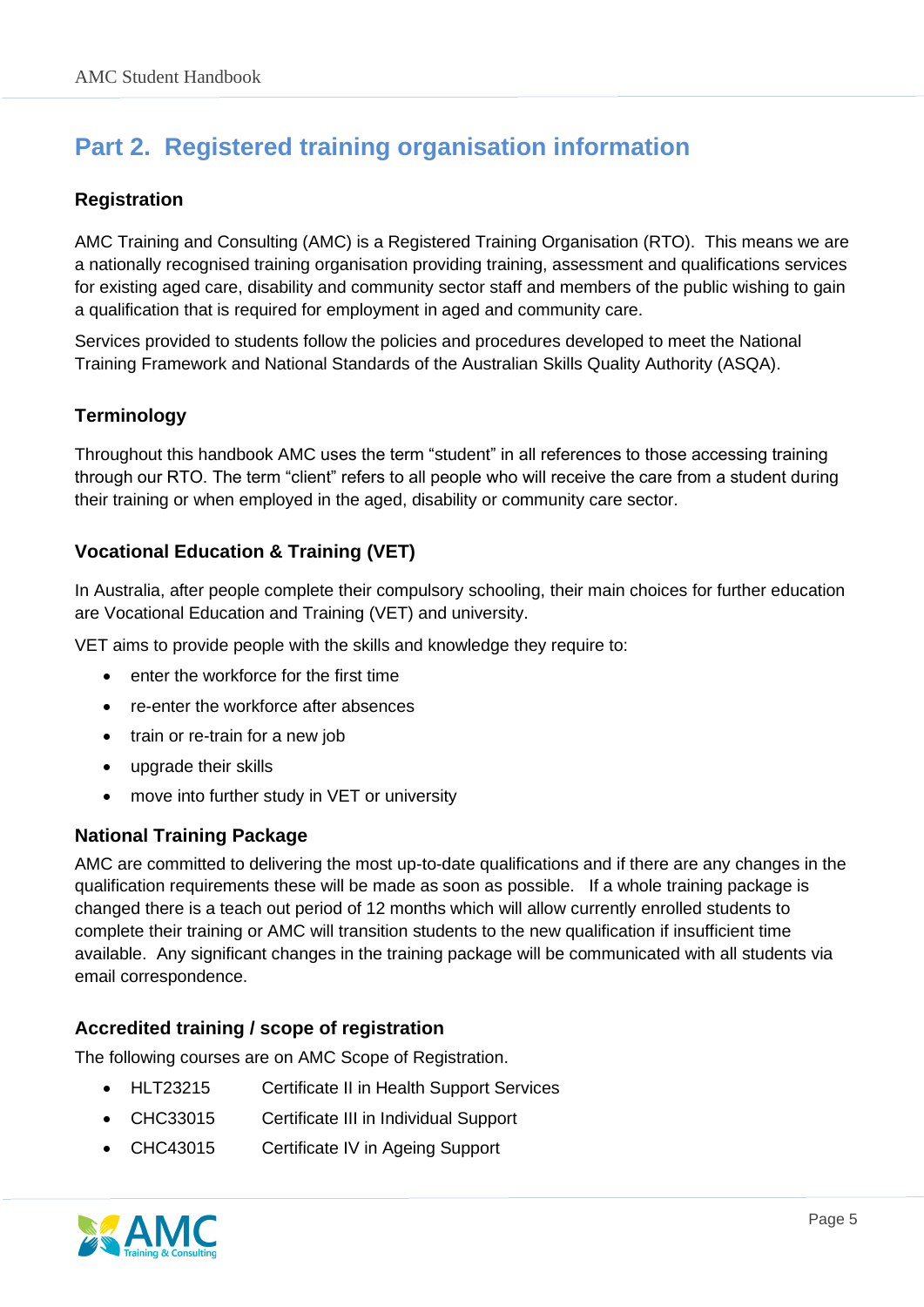# Part 2. Registered training organisation information

### Registration

AMC Training and Consulting (AMC) is a Registered Training Organisation (RTO). This means we are a nationally recognised training organisation providing training, assessment and qualifications services for existing aged care, disability and community sector staff and members of the public wishing to gain a qualification that is required for employment in aged and community care.

Services provided to students follow the policies and procedures developed to meet the National Training Framework and National Standards of the Australian Skills Quality Authority (ASQA).

### Terminology

Throughout this handbook AMC uses the term "student" in all references to those accessing training through our RTO. The term "client" refers to all people who will receive the care from a student during their training or when employed in the aged, disability or community care sector.

### Vocational Education & Training (VET)

In Australia, after people complete their compulsory schooling, their main choices for further education are Vocational Education and Training (VET) and university.

VET aims to provide people with the skills and knowledge they require to:

- enter the workforce for the first time
- re-enter the workforce after absences
- train or re-train for a new job
- upgrade their skills
- move into further study in VET or university

### National Training Package

AMC are committed to delivering the most up-to-date qualifications and if there are any changes in the qualification requirements these will be made as soon as possible. If a whole training package is changed there is a teach out period of 12 months which will allow currently enrolled students to complete their training or AMC will transition students to the new qualification if insufficient time available. Any significant changes in the training package will be communicated with all students via email correspondence.

### Accredited training / scope of registration

The following courses are on AMC Scope of Registration.

- HLT23215 Certificate II in Health Support Services
- CHC33015 Certificate III in Individual Support
- CHC43015 Certificate IV in Ageing Support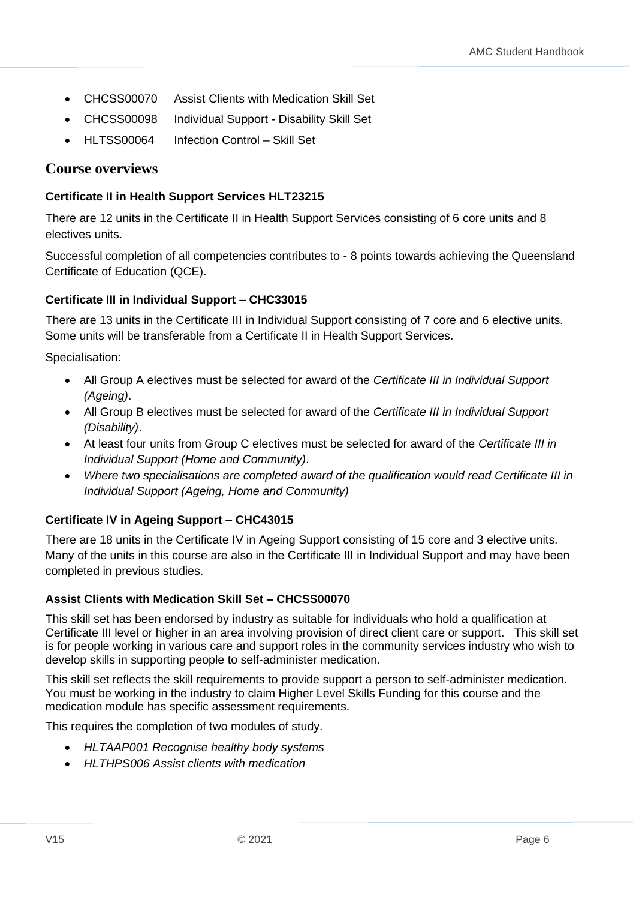- CHCSS00070 Assist Clients with Medication Skill Set
- CHCSS00098 Individual Support - Disability Skill Set
- HLTSS00064 Infection Control – Skill Set

## Course overviews

**Certificate II in Health Support Services HLT23215**

There are 12 units in the Certificate II in Health Support Services consisting of 6 core units and 8 electives units.

Successful completion of all competencies contributes to - 8 points towards achieving the Queensland Certificate of Education (QCE).

**Certificate III in Individual Support – CHC33015**

There are 13 units in the Certificate III in Individual Support consisting of 7 core and 6 elective units. Some units will be transferable from a Certificate II in Health Support Services.

Specialisation:

- All Group A electives must be selected for award of the *Certificate III in Individual Support (Ageing)*.
- All Group B electives must be selected for award of the *Certificate III in Individual Support (Disability)*.
- At least four units from Group C electives must be selected for award of the *Certificate III in Individual Support (Home and Community)*.
- *Where two specialisations are completed award of the qualification would read Certificate III in Individual Support (Ageing, Home and Community)*

**Certificate IV in Ageing Support – CHC43015**

There are 18 units in the Certificate IV in Ageing Support consisting of 15 core and 3 elective units. Many of the units in this course are also in the Certificate III in Individual Support and may have been completed in previous studies.

**Assist Clients with Medication Skill Set – CHCSS00070**

This skill set has been endorsed by industry as suitable for individuals who hold a qualification at Certificate III level or higher in an area involving provision of direct client care or support. This skill set is for people working in various care and support roles in the community services industry who wish to develop skills in supporting people to self-administer medication.

This skill set reflects the skill requirements to provide support a person to self-administer medication. You must be working in the industry to claim Higher Level Skills Funding for this course and the medication module has specific assessment requirements.

This requires the completion of two modules of study.

- *HLTAAP001 Recognise healthy body systems*
- *HLTHPS006 Assist clients with medication*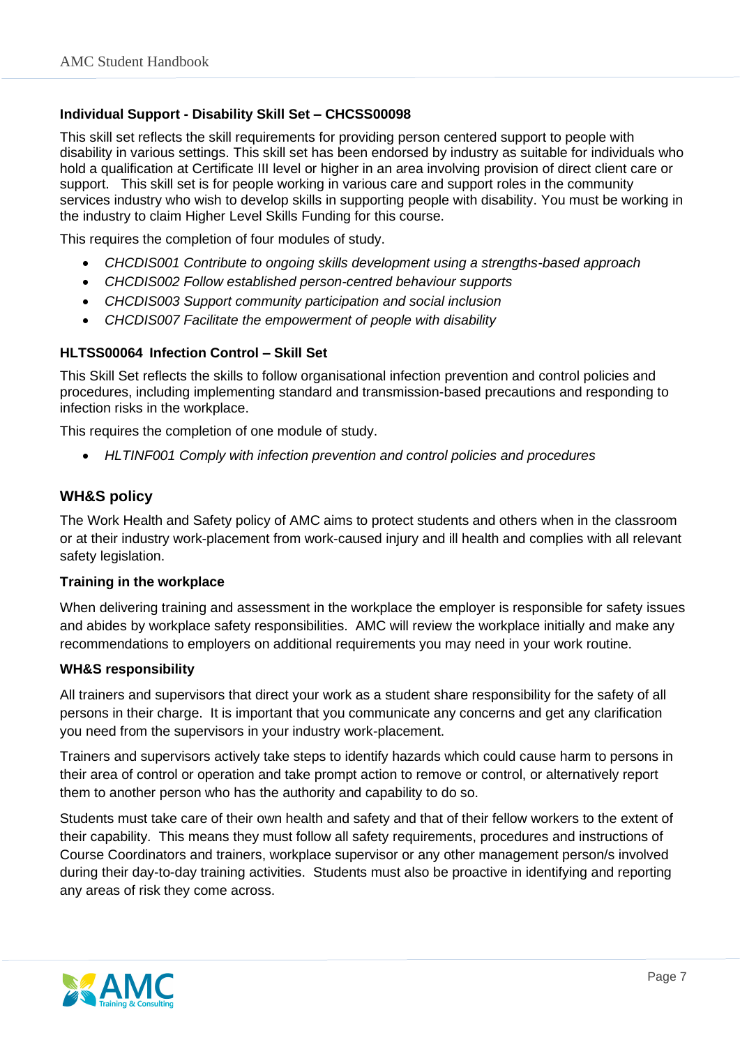### Individual Support - Disability Skill Set – CHCSS00098

This skill set reflects the skill requirements for providing person centered support to people with disability in various settings. This skill set has been endorsed by industry as suitable for individuals who hold a qualification at Certificate III level or higher in an area involving provision of direct client care or support. This skill set is for people working in various care and support roles in the community services industry who wish to develop skills in supporting people with disability. You must be working in the industry to claim Higher Level Skills Funding for this course.

This requires the completion of four modules of study.

- *CHCDIS001 Contribute to ongoing skills development using a strengths-based approach*
- *CHCDIS002 Follow established person-centred behaviour supports*
- *CHCDIS003 Support community participation and social inclusion*
- *CHCDIS007 Facilitate the empowerment of people with disability*

### HLTSS00064 Infection Control – Skill Set

This Skill Set reflects the skills to follow organisational infection prevention and control policies and procedures, including implementing standard and transmission-based precautions and responding to infection risks in the workplace.

This requires the completion of one module of study.

- *HLTINF001 Comply with infection prevention and control policies and procedures*

## WH&S policy

The Work Health and Safety policy of AMC aims to protect students and others when in the classroom or at their industry work-placement from work-caused injury and ill health and complies with all relevant safety legislation.

### Training in the workplace

When delivering training and assessment in the workplace the employer is responsible for safety issues and abides by workplace safety responsibilities. AMC will review the workplace initially and make any recommendations to employers on additional requirements you may need in your work routine.

### WH&S responsibility

All trainers and supervisors that direct your work as a student share responsibility for the safety of all persons in their charge. It is important that you communicate any concerns and get any clarification you need from the supervisors in your industry work-placement.

Trainers and supervisors actively take steps to identify hazards which could cause harm to persons in their area of control or operation and take prompt action to remove or control, or alternatively report them to another person who has the authority and capability to do so.

Students must take care of their own health and safety and that of their fellow workers to the extent of their capability. This means they must follow all safety requirements, procedures and instructions of Course Coordinators and trainers, workplace supervisor or any other management person/s involved during their day-to-day training activities. Students must also be proactive in identifying and reporting any areas of risk they come across.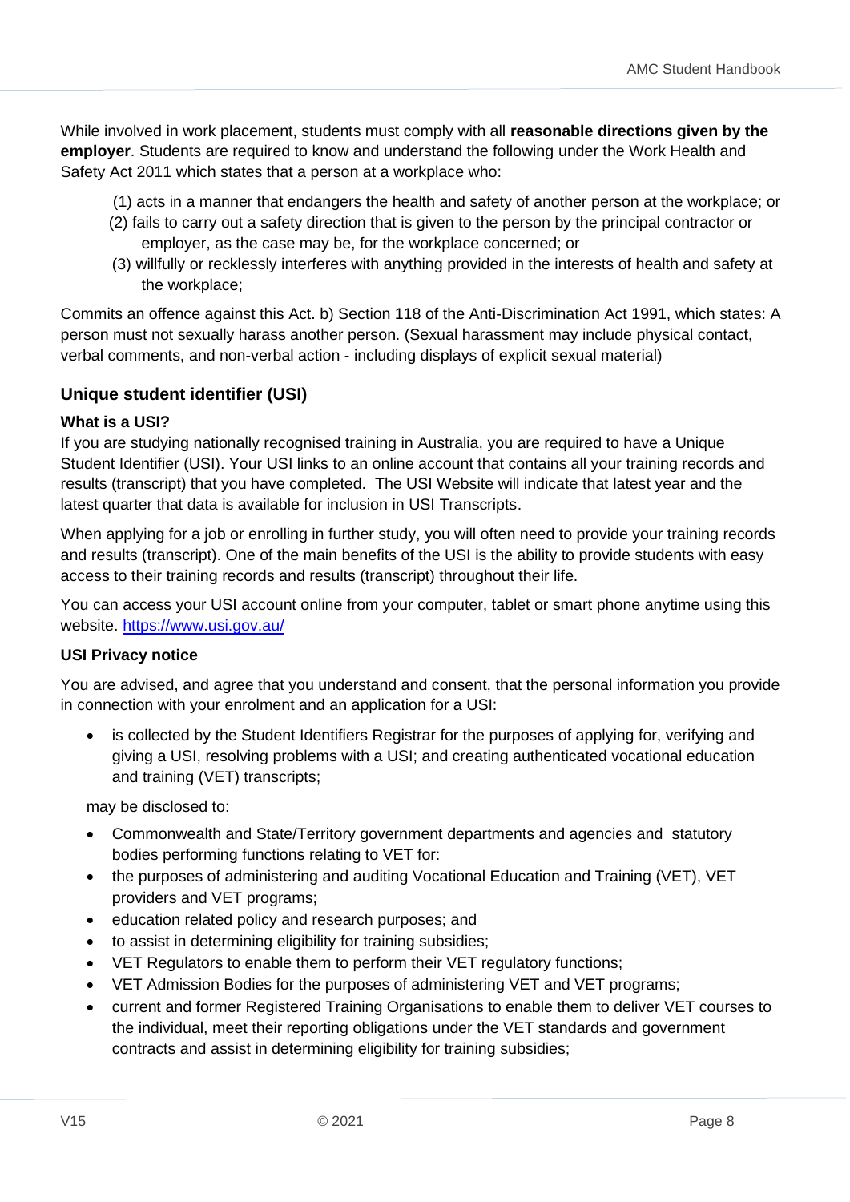While involved in work placement, students must comply with all **reasonable directions given by the employer**. Students are required to know and understand the following under the Work Health and Safety Act 2011 which states that a person at a workplace who:

(1) acts in a manner that endangers the health and safety of another person at the workplace; or
(2) fails to carry out a safety direction that is given to the person by the principal contractor or employer, as the case may be, for the workplace concerned; or
(3) willfully or recklessly interferes with anything provided in the interests of health and safety at the workplace;

Commits an offence against this Act. b) Section 118 of the Anti-Discrimination Act 1991, which states: A person must not sexually harass another person. (Sexual harassment may include physical contact, verbal comments, and non-verbal action - including displays of explicit sexual material)

## Unique student identifier (USI)

### What is a USI?

If you are studying nationally recognised training in Australia, you are required to have a Unique Student Identifier (USI). Your USI links to an online account that contains all your training records and results (transcript) that you have completed. The USI Website will indicate that latest year and the latest quarter that data is available for inclusion in USI Transcripts.

When applying for a job or enrolling in further study, you will often need to provide your training records and results (transcript). One of the main benefits of the USI is the ability to provide students with easy access to their training records and results (transcript) throughout their life.

You can access your USI account online from your computer, tablet or smart phone anytime using this website. [https://www.usi.gov.au/](https://www.usi.gov.au/)

### USI Privacy notice

You are advised, and agree that you understand and consent, that the personal information you provide in connection with your enrolment and an application for a USI:

- is collected by the Student Identifiers Registrar for the purposes of applying for, verifying and giving a USI, resolving problems with a USI; and creating authenticated vocational education and training (VET) transcripts;

may be disclosed to:

- Commonwealth and State/Territory government departments and agencies and statutory bodies performing functions relating to VET for:
- the purposes of administering and auditing Vocational Education and Training (VET), VET providers and VET programs;
- education related policy and research purposes; and
- to assist in determining eligibility for training subsidies;
- VET Regulators to enable them to perform their VET regulatory functions;
- VET Admission Bodies for the purposes of administering VET and VET programs;
- current and former Registered Training Organisations to enable them to deliver VET courses to the individual, meet their reporting obligations under the VET standards and government contracts and assist in determining eligibility for training subsidies;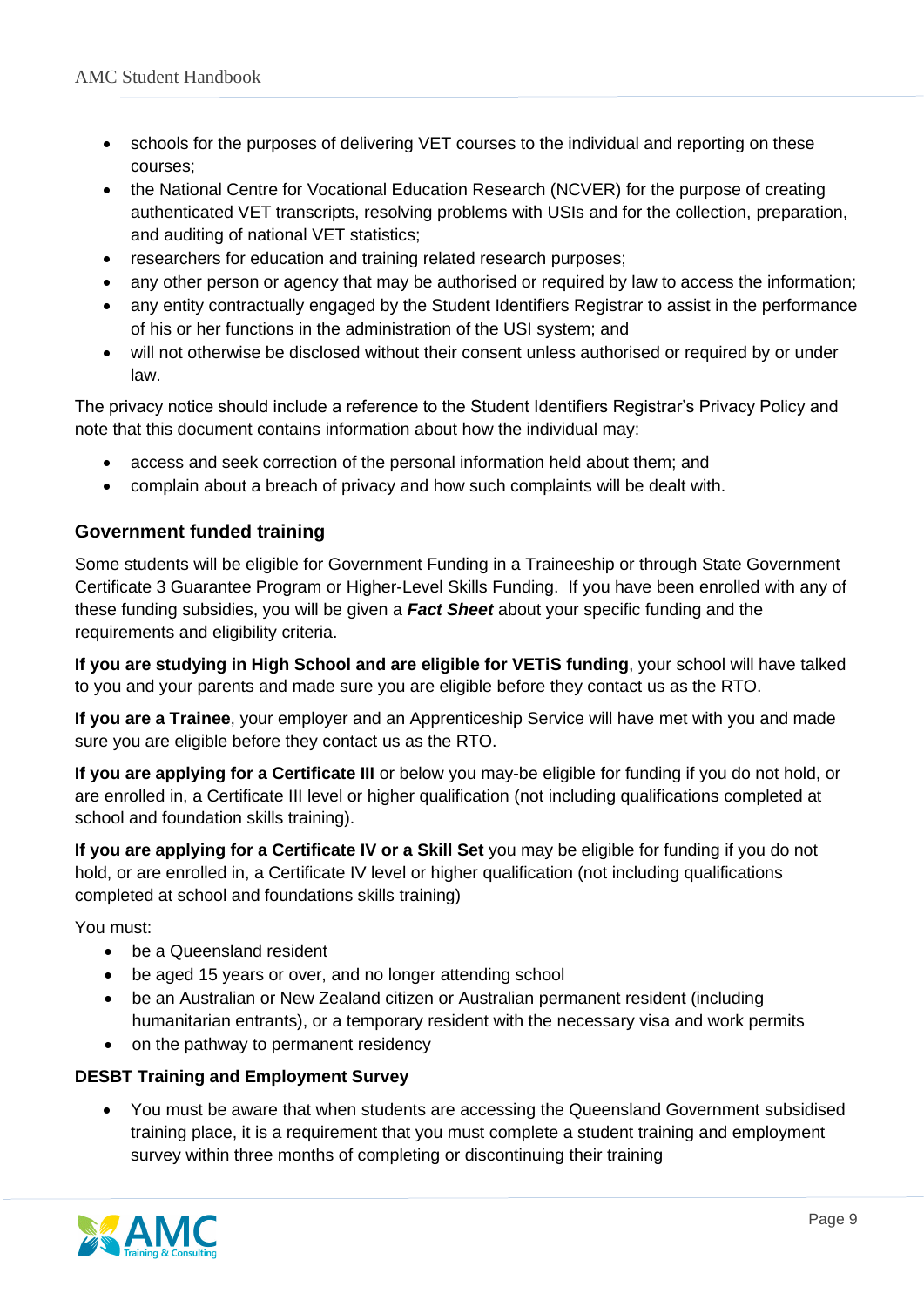- schools for the purposes of delivering VET courses to the individual and reporting on these courses;
- the National Centre for Vocational Education Research (NCVER) for the purpose of creating authenticated VET transcripts, resolving problems with USIs and for the collection, preparation, and auditing of national VET statistics;
- researchers for education and training related research purposes;
- any other person or agency that may be authorised or required by law to access the information;
- any entity contractually engaged by the Student Identifiers Registrar to assist in the performance of his or her functions in the administration of the USI system; and
- will not otherwise be disclosed without their consent unless authorised or required by or under law.

The privacy notice should include a reference to the Student Identifiers Registrar's Privacy Policy and note that this document contains information about how the individual may:

- access and seek correction of the personal information held about them; and
- complain about a breach of privacy and how such complaints will be dealt with.

## Government funded training

Some students will be eligible for Government Funding in a Traineeship or through State Government Certificate 3 Guarantee Program or Higher-Level Skills Funding. If you have been enrolled with any of these funding subsidies, you will be given a ***Fact Sheet*** about your specific funding and the requirements and eligibility criteria.

**If you are studying in High School and are eligible for VETiS funding**, your school will have talked to you and your parents and made sure you are eligible before they contact us as the RTO.

**If you are a Trainee**, your employer and an Apprenticeship Service will have met with you and made sure you are eligible before they contact us as the RTO.

**If you are applying for a Certificate III** or below you may-be eligible for funding if you do not hold, or are enrolled in, a Certificate III level or higher qualification (not including qualifications completed at school and foundation skills training).

**If you are applying for a Certificate IV or a Skill Set** you may be eligible for funding if you do not hold, or are enrolled in, a Certificate IV level or higher qualification (not including qualifications completed at school and foundations skills training)

You must:

- be a Queensland resident
- be aged 15 years or over, and no longer attending school
- be an Australian or New Zealand citizen or Australian permanent resident (including humanitarian entrants), or a temporary resident with the necessary visa and work permits
- on the pathway to permanent residency

### DESBT Training and Employment Survey

- You must be aware that when students are accessing the Queensland Government subsidised training place, it is a requirement that you must complete a student training and employment survey within three months of completing or discontinuing their training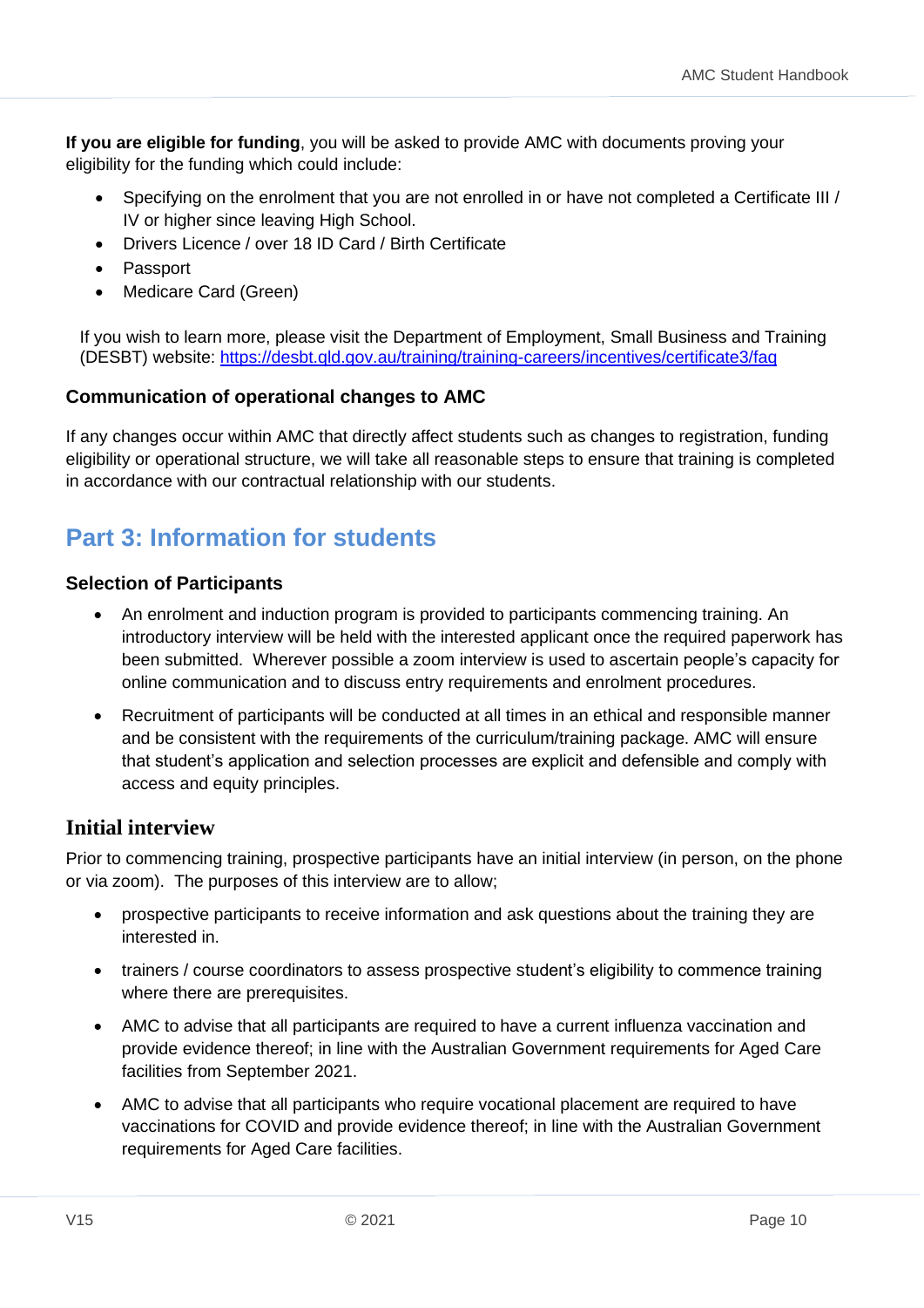**If you are eligible for funding**, you will be asked to provide AMC with documents proving your eligibility for the funding which could include:

- Specifying on the enrolment that you are not enrolled in or have not completed a Certificate III / IV or higher since leaving High School.
- Drivers Licence / over 18 ID Card / Birth Certificate
- Passport
- Medicare Card (Green)

If you wish to learn more, please visit the Department of Employment, Small Business and Training (DESBT) website: https://desbt.qld.gov.au/training/training-careers/incentives/certificate3/faq

### Communication of operational changes to AMC

If any changes occur within AMC that directly affect students such as changes to registration, funding eligibility or operational structure, we will take all reasonable steps to ensure that training is completed in accordance with our contractual relationship with our students.

## Part 3: Information for students

### Selection of Participants

- An enrolment and induction program is provided to participants commencing training. An introductory interview will be held with the interested applicant once the required paperwork has been submitted. Wherever possible a zoom interview is used to ascertain people's capacity for online communication and to discuss entry requirements and enrolment procedures.
- Recruitment of participants will be conducted at all times in an ethical and responsible manner and be consistent with the requirements of the curriculum/training package. AMC will ensure that student's application and selection processes are explicit and defensible and comply with access and equity principles.

### Initial interview

Prior to commencing training, prospective participants have an initial interview (in person, on the phone or via zoom). The purposes of this interview are to allow;

- prospective participants to receive information and ask questions about the training they are interested in.
- trainers / course coordinators to assess prospective student's eligibility to commence training where there are prerequisites.
- AMC to advise that all participants are required to have a current influenza vaccination and provide evidence thereof; in line with the Australian Government requirements for Aged Care facilities from September 2021.
- AMC to advise that all participants who require vocational placement are required to have vaccinations for COVID and provide evidence thereof; in line with the Australian Government requirements for Aged Care facilities.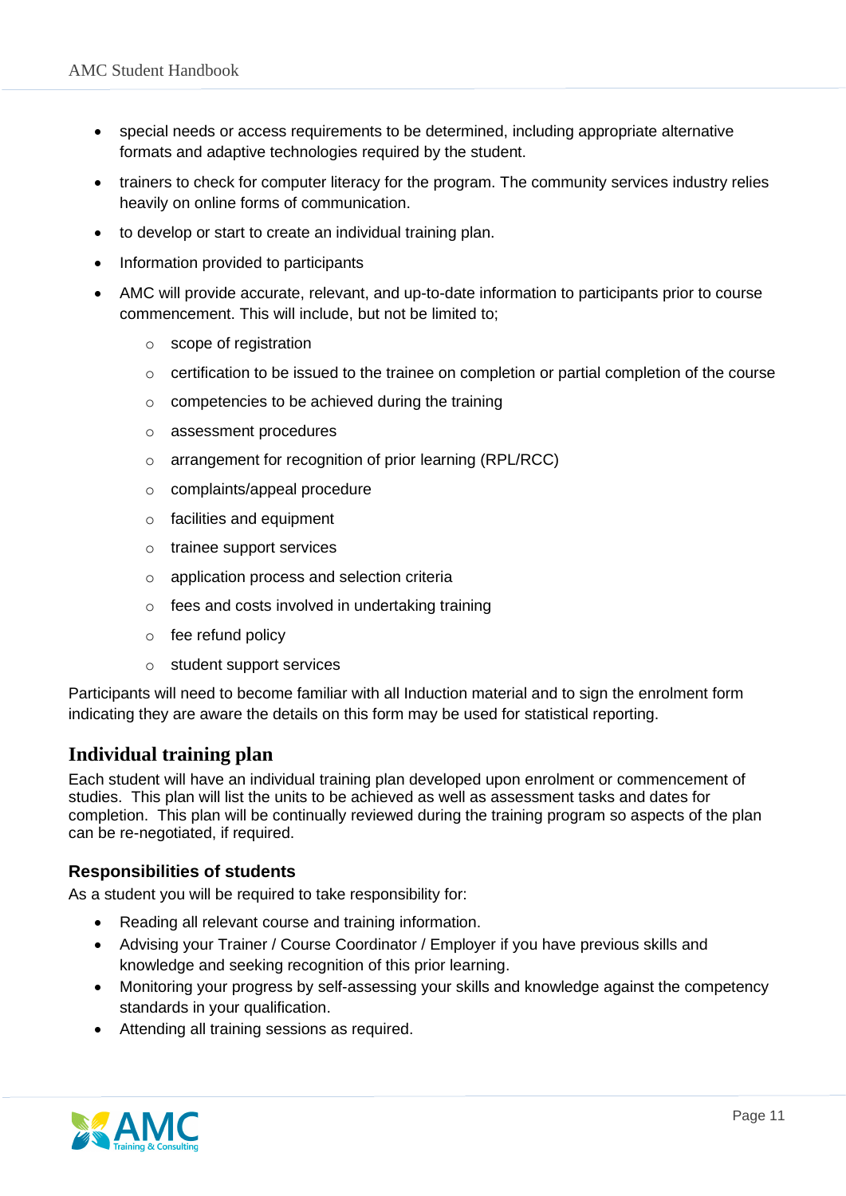- special needs or access requirements to be determined, including appropriate alternative formats and adaptive technologies required by the student.
- trainers to check for computer literacy for the program. The community services industry relies heavily on online forms of communication.
- to develop or start to create an individual training plan.
- Information provided to participants
- AMC will provide accurate, relevant, and up-to-date information to participants prior to course commencement. This will include, but not be limited to;
  - scope of registration
  - certification to be issued to the trainee on completion or partial completion of the course
  - competencies to be achieved during the training
  - assessment procedures
  - arrangement for recognition of prior learning (RPL/RCC)
  - complaints/appeal procedure
  - facilities and equipment
  - trainee support services
  - application process and selection criteria
  - fees and costs involved in undertaking training
  - fee refund policy
  - student support services

Participants will need to become familiar with all Induction material and to sign the enrolment form indicating they are aware the details on this form may be used for statistical reporting.

## Individual training plan

Each student will have an individual training plan developed upon enrolment or commencement of studies. This plan will list the units to be achieved as well as assessment tasks and dates for completion. This plan will be continually reviewed during the training program so aspects of the plan can be re-negotiated, if required.

### Responsibilities of students

As a student you will be required to take responsibility for:

- Reading all relevant course and training information.
- Advising your Trainer / Course Coordinator / Employer if you have previous skills and knowledge and seeking recognition of this prior learning.
- Monitoring your progress by self-assessing your skills and knowledge against the competency standards in your qualification.
- Attending all training sessions as required.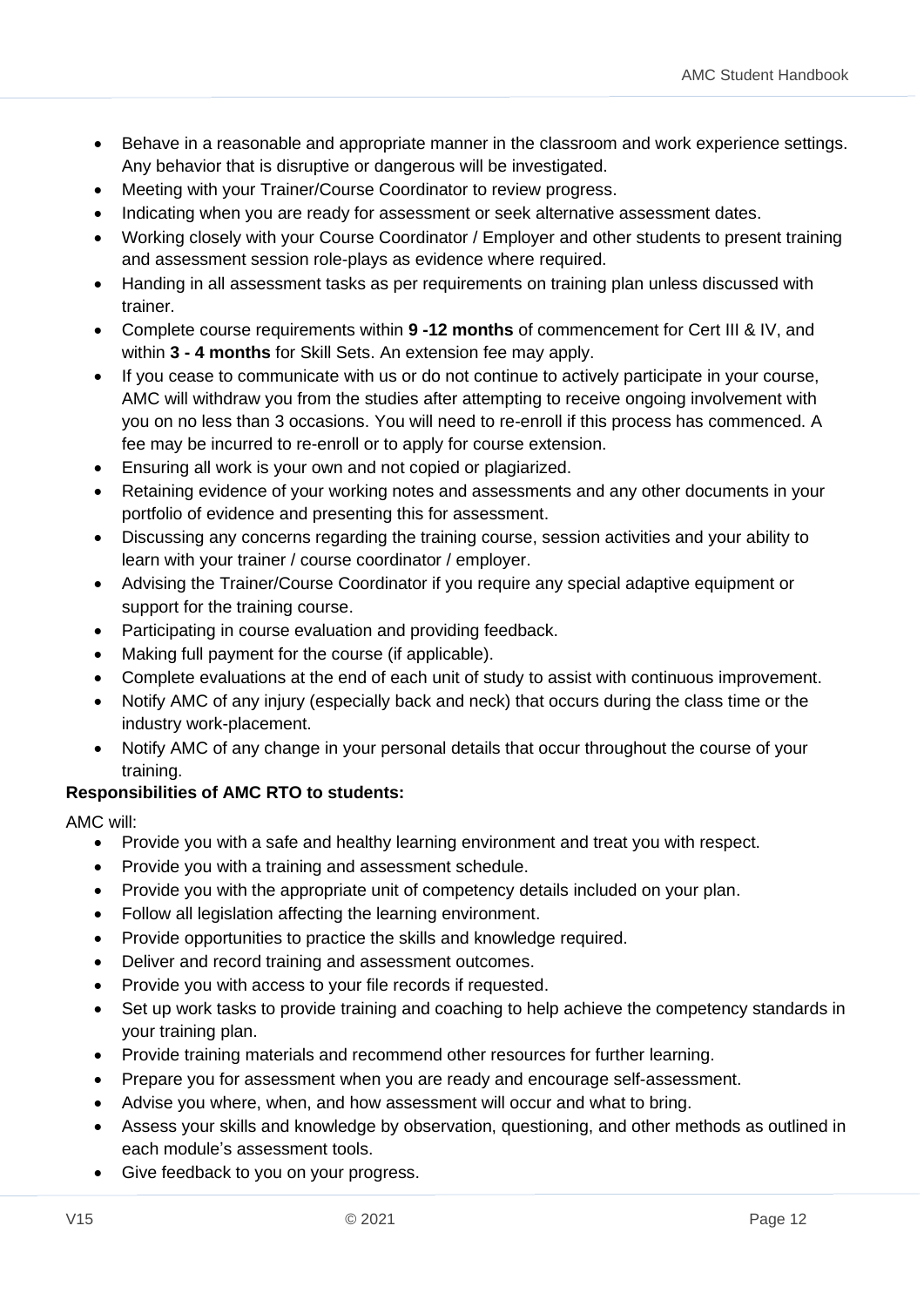- Behave in a reasonable and appropriate manner in the classroom and work experience settings. Any behavior that is disruptive or dangerous will be investigated.
- Meeting with your Trainer/Course Coordinator to review progress.
- Indicating when you are ready for assessment or seek alternative assessment dates.
- Working closely with your Course Coordinator / Employer and other students to present training and assessment session role-plays as evidence where required.
- Handing in all assessment tasks as per requirements on training plan unless discussed with trainer.
- Complete course requirements within **9 -12 months** of commencement for Cert III & IV, and within **3 - 4 months** for Skill Sets. An extension fee may apply.
- If you cease to communicate with us or do not continue to actively participate in your course, AMC will withdraw you from the studies after attempting to receive ongoing involvement with you on no less than 3 occasions. You will need to re-enroll if this process has commenced. A fee may be incurred to re-enroll or to apply for course extension.
- Ensuring all work is your own and not copied or plagiarized.
- Retaining evidence of your working notes and assessments and any other documents in your portfolio of evidence and presenting this for assessment.
- Discussing any concerns regarding the training course, session activities and your ability to learn with your trainer / course coordinator / employer.
- Advising the Trainer/Course Coordinator if you require any special adaptive equipment or support for the training course.
- Participating in course evaluation and providing feedback.
- Making full payment for the course (if applicable).
- Complete evaluations at the end of each unit of study to assist with continuous improvement.
- Notify AMC of any injury (especially back and neck) that occurs during the class time or the industry work-placement.
- Notify AMC of any change in your personal details that occur throughout the course of your training.

**Responsibilities of AMC RTO to students:**

AMC will:

- Provide you with a safe and healthy learning environment and treat you with respect.
- Provide you with a training and assessment schedule.
- Provide you with the appropriate unit of competency details included on your plan.
- Follow all legislation affecting the learning environment.
- Provide opportunities to practice the skills and knowledge required.
- Deliver and record training and assessment outcomes.
- Provide you with access to your file records if requested.
- Set up work tasks to provide training and coaching to help achieve the competency standards in your training plan.
- Provide training materials and recommend other resources for further learning.
- Prepare you for assessment when you are ready and encourage self-assessment.
- Advise you where, when, and how assessment will occur and what to bring.
- Assess your skills and knowledge by observation, questioning, and other methods as outlined in each module's assessment tools.
- Give feedback to you on your progress.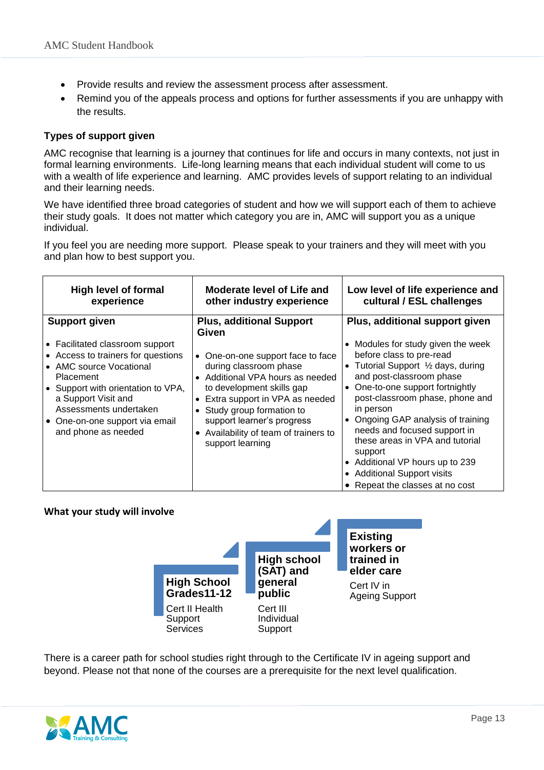- Provide results and review the assessment process after assessment.
- Remind you of the appeals process and options for further assessments if you are unhappy with the results.

**Types of support given**

AMC recognise that learning is a journey that continues for life and occurs in many contexts, not just in formal learning environments. Life-long learning means that each individual student will come to us with a wealth of life experience and learning. AMC provides levels of support relating to an individual and their learning needs.

We have identified three broad categories of student and how we will support each of them to achieve their study goals. It does not matter which category you are in, AMC will support you as a unique individual.

If you feel you are needing more support. Please speak to your trainers and they will meet with you and plan how to best support you.

| High level of formal experience | Moderate level of Life and other industry experience | Low level of life experience and cultural / ESL challenges |
|---|---|---|
| **Support given**<br><br>• Facilitated classroom support<br>• Access to trainers for questions<br>• AMC source Vocational Placement<br>• Support with orientation to VPA, a Support Visit and Assessments undertaken<br>• One-on-one support via email and phone as needed | **Plus, additional Support Given**<br><br>• One-on-one support face to face during classroom phase<br>• Additional VPA hours as needed to development skills gap<br>• Extra support in VPA as needed<br>• Study group formation to support learner's progress<br>• Availability of team of trainers to support learning | **Plus, additional support given**<br><br>• Modules for study given the week before class to pre-read<br>• Tutorial Support ½ days, during and post-classroom phase<br>• One-to-one support fortnightly post-classroom phase, phone and in person<br>• Ongoing GAP analysis of training needs and focused support in these areas in VPA and tutorial support<br>• Additional VP hours up to 239<br>• Additional Support visits<br>• Repeat the classes at no cost |

**What your study will involve**

- **High School Grades11-12**
  Cert II Health Support Services
- **High school (SAT) and general public**
  Cert III Individual Support
- **Existing workers or trained in elder care**
  Cert IV in Ageing Support

There is a career path for school studies right through to the Certificate IV in ageing support and beyond. Please not that none of the courses are a prerequisite for the next level qualification.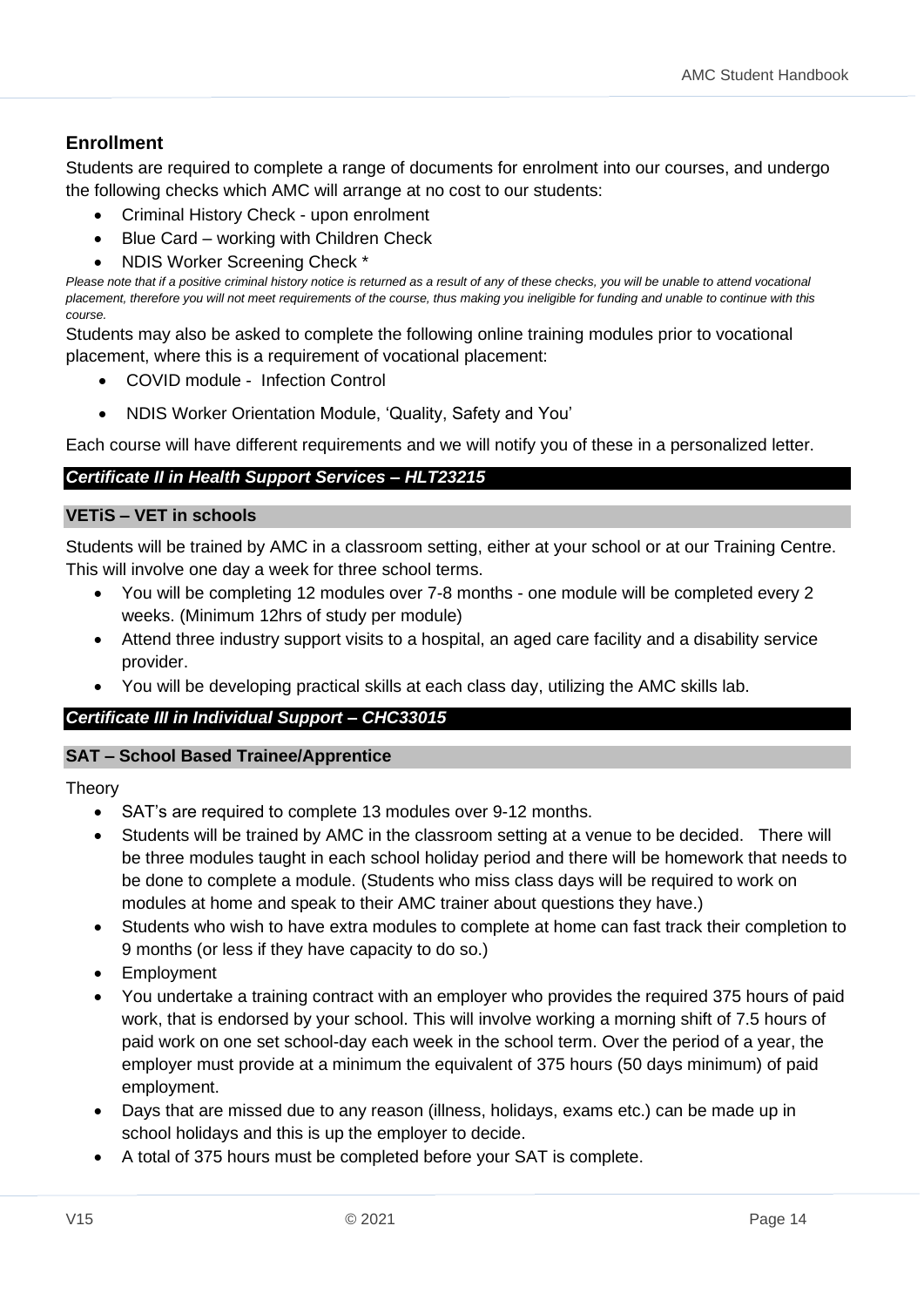## Enrollment

Students are required to complete a range of documents for enrolment into our courses, and undergo the following checks which AMC will arrange at no cost to our students:

- Criminal History Check - upon enrolment
- Blue Card – working with Children Check
- NDIS Worker Screening Check *

*Please note that if a positive criminal history notice is returned as a result of any of these checks, you will be unable to attend vocational placement, therefore you will not meet requirements of the course, thus making you ineligible for funding and unable to continue with this course.*

Students may also be asked to complete the following online training modules prior to vocational placement, where this is a requirement of vocational placement:

- COVID module - Infection Control
- NDIS Worker Orientation Module, 'Quality, Safety and You'

Each course will have different requirements and we will notify you of these in a personalized letter.

### *Certificate II in Health Support Services – HLT23215*

#### VETiS – VET in schools

Students will be trained by AMC in a classroom setting, either at your school or at our Training Centre. This will involve one day a week for three school terms.

- You will be completing 12 modules over 7-8 months - one module will be completed every 2 weeks. (Minimum 12hrs of study per module)
- Attend three industry support visits to a hospital, an aged care facility and a disability service provider.
- You will be developing practical skills at each class day, utilizing the AMC skills lab.

### *Certificate III in Individual Support – CHC33015*

#### SAT – School Based Trainee/Apprentice

Theory

- SAT's are required to complete 13 modules over 9-12 months.
- Students will be trained by AMC in the classroom setting at a venue to be decided. There will be three modules taught in each school holiday period and there will be homework that needs to be done to complete a module. (Students who miss class days will be required to work on modules at home and speak to their AMC trainer about questions they have.)
- Students who wish to have extra modules to complete at home can fast track their completion to 9 months (or less if they have capacity to do so.)
- Employment
- You undertake a training contract with an employer who provides the required 375 hours of paid work, that is endorsed by your school. This will involve working a morning shift of 7.5 hours of paid work on one set school-day each week in the school term. Over the period of a year, the employer must provide at a minimum the equivalent of 375 hours (50 days minimum) of paid employment.
- Days that are missed due to any reason (illness, holidays, exams etc.) can be made up in school holidays and this is up the employer to decide.
- A total of 375 hours must be completed before your SAT is complete.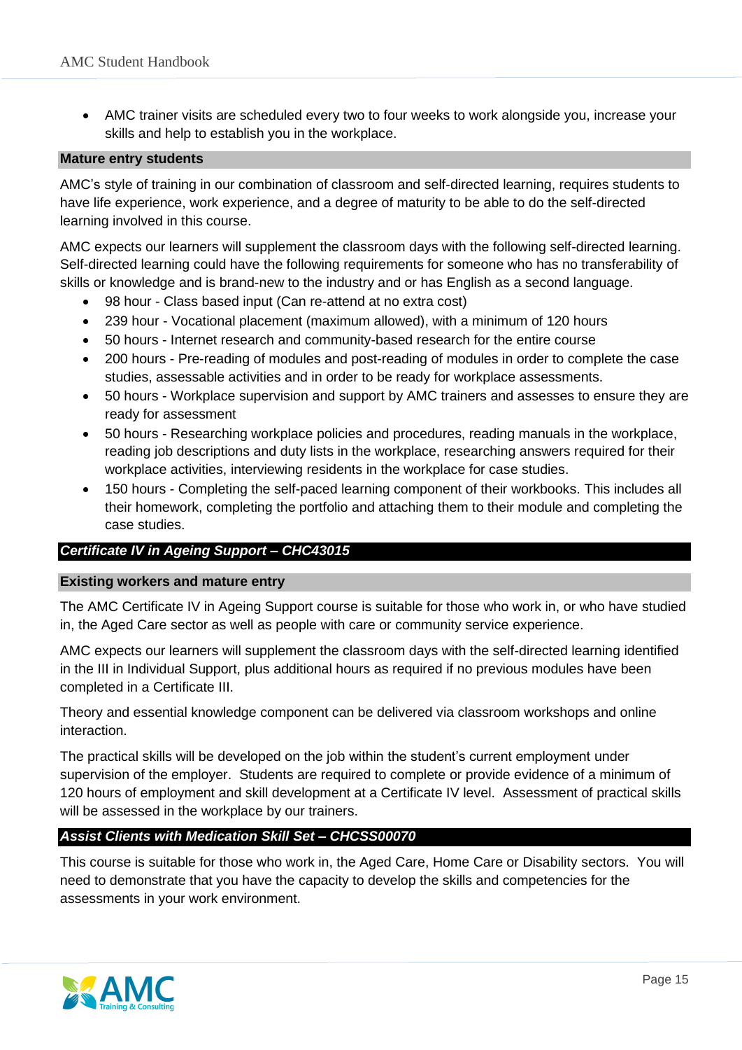- AMC trainer visits are scheduled every two to four weeks to work alongside you, increase your skills and help to establish you in the workplace.

### Mature entry students

AMC's style of training in our combination of classroom and self-directed learning, requires students to have life experience, work experience, and a degree of maturity to be able to do the self-directed learning involved in this course.

AMC expects our learners will supplement the classroom days with the following self-directed learning. Self-directed learning could have the following requirements for someone who has no transferability of skills or knowledge and is brand-new to the industry and or has English as a second language.

- 98 hour - Class based input (Can re-attend at no extra cost)
- 239 hour - Vocational placement (maximum allowed), with a minimum of 120 hours
- 50 hours - Internet research and community-based research for the entire course
- 200 hours - Pre-reading of modules and post-reading of modules in order to complete the case studies, assessable activities and in order to be ready for workplace assessments.
- 50 hours - Workplace supervision and support by AMC trainers and assesses to ensure they are ready for assessment
- 50 hours - Researching workplace policies and procedures, reading manuals in the workplace, reading job descriptions and duty lists in the workplace, researching answers required for their workplace activities, interviewing residents in the workplace for case studies.
- 150 hours - Completing the self-paced learning component of their workbooks. This includes all their homework, completing the portfolio and attaching them to their module and completing the case studies.

## *Certificate IV in Ageing Support – CHC43015*

### Existing workers and mature entry

The AMC Certificate IV in Ageing Support course is suitable for those who work in, or who have studied in, the Aged Care sector as well as people with care or community service experience.

AMC expects our learners will supplement the classroom days with the self-directed learning identified in the III in Individual Support, plus additional hours as required if no previous modules have been completed in a Certificate III.

Theory and essential knowledge component can be delivered via classroom workshops and online interaction.

The practical skills will be developed on the job within the student's current employment under supervision of the employer. Students are required to complete or provide evidence of a minimum of 120 hours of employment and skill development at a Certificate IV level. Assessment of practical skills will be assessed in the workplace by our trainers.

## *Assist Clients with Medication Skill Set – CHCSS00070*

This course is suitable for those who work in, the Aged Care, Home Care or Disability sectors. You will need to demonstrate that you have the capacity to develop the skills and competencies for the assessments in your work environment.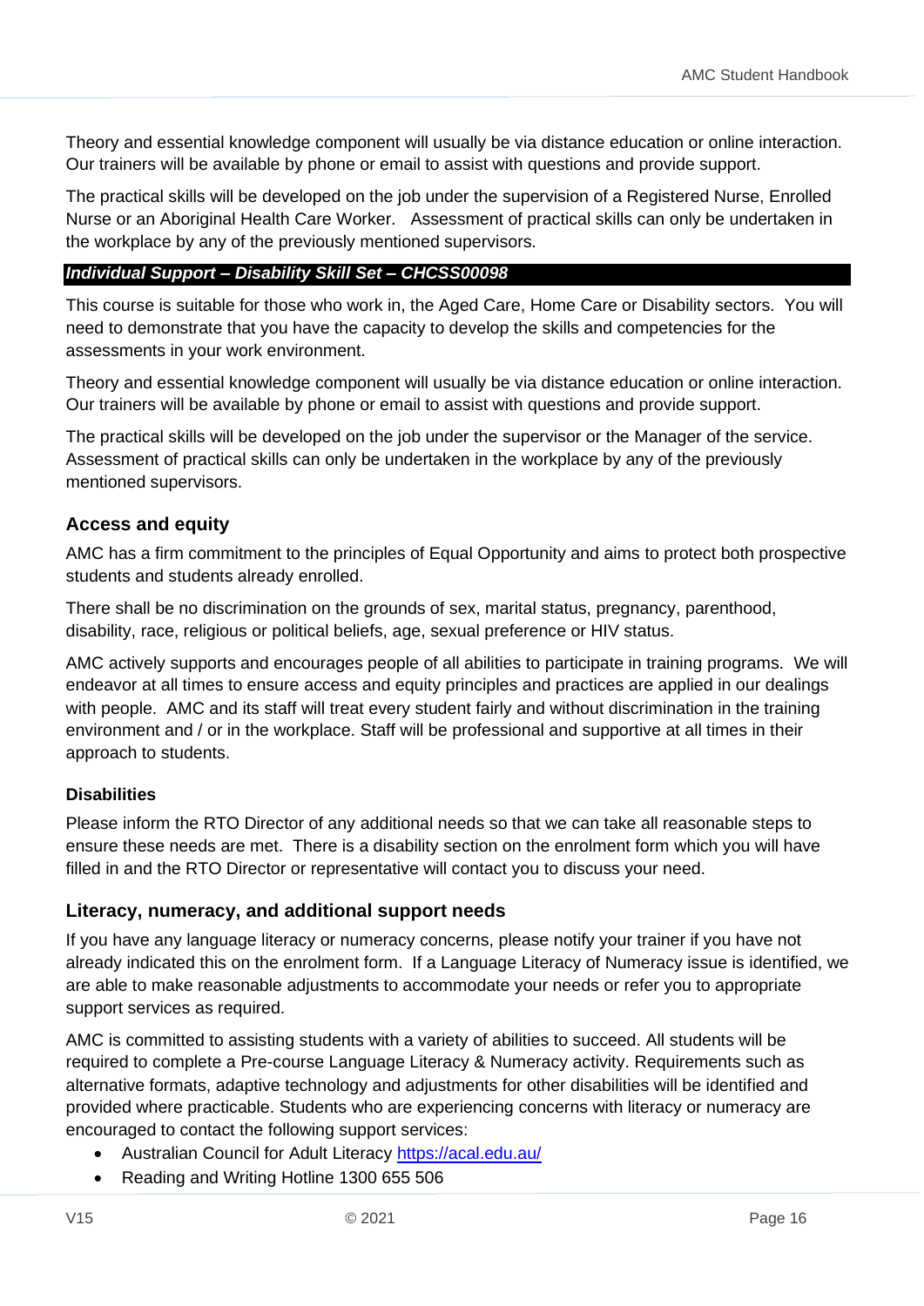Theory and essential knowledge component will usually be via distance education or online interaction. Our trainers will be available by phone or email to assist with questions and provide support.

The practical skills will be developed on the job under the supervision of a Registered Nurse, Enrolled Nurse or an Aboriginal Health Care Worker. Assessment of practical skills can only be undertaken in the workplace by any of the previously mentioned supervisors.

### *Individual Support – Disability Skill Set – CHCSS00098*

This course is suitable for those who work in, the Aged Care, Home Care or Disability sectors. You will need to demonstrate that you have the capacity to develop the skills and competencies for the assessments in your work environment.

Theory and essential knowledge component will usually be via distance education or online interaction. Our trainers will be available by phone or email to assist with questions and provide support.

The practical skills will be developed on the job under the supervisor or the Manager of the service. Assessment of practical skills can only be undertaken in the workplace by any of the previously mentioned supervisors.

## Access and equity

AMC has a firm commitment to the principles of Equal Opportunity and aims to protect both prospective students and students already enrolled.

There shall be no discrimination on the grounds of sex, marital status, pregnancy, parenthood, disability, race, religious or political beliefs, age, sexual preference or HIV status.

AMC actively supports and encourages people of all abilities to participate in training programs. We will endeavor at all times to ensure access and equity principles and practices are applied in our dealings with people. AMC and its staff will treat every student fairly and without discrimination in the training environment and / or in the workplace. Staff will be professional and supportive at all times in their approach to students.

### Disabilities

Please inform the RTO Director of any additional needs so that we can take all reasonable steps to ensure these needs are met. There is a disability section on the enrolment form which you will have filled in and the RTO Director or representative will contact you to discuss your need.

## Literacy, numeracy, and additional support needs

If you have any language literacy or numeracy concerns, please notify your trainer if you have not already indicated this on the enrolment form. If a Language Literacy of Numeracy issue is identified, we are able to make reasonable adjustments to accommodate your needs or refer you to appropriate support services as required.

AMC is committed to assisting students with a variety of abilities to succeed. All students will be required to complete a Pre-course Language Literacy & Numeracy activity. Requirements such as alternative formats, adaptive technology and adjustments for other disabilities will be identified and provided where practicable. Students who are experiencing concerns with literacy or numeracy are encouraged to contact the following support services:

- Australian Council for Adult Literacy https://acal.edu.au/
- Reading and Writing Hotline 1300 655 506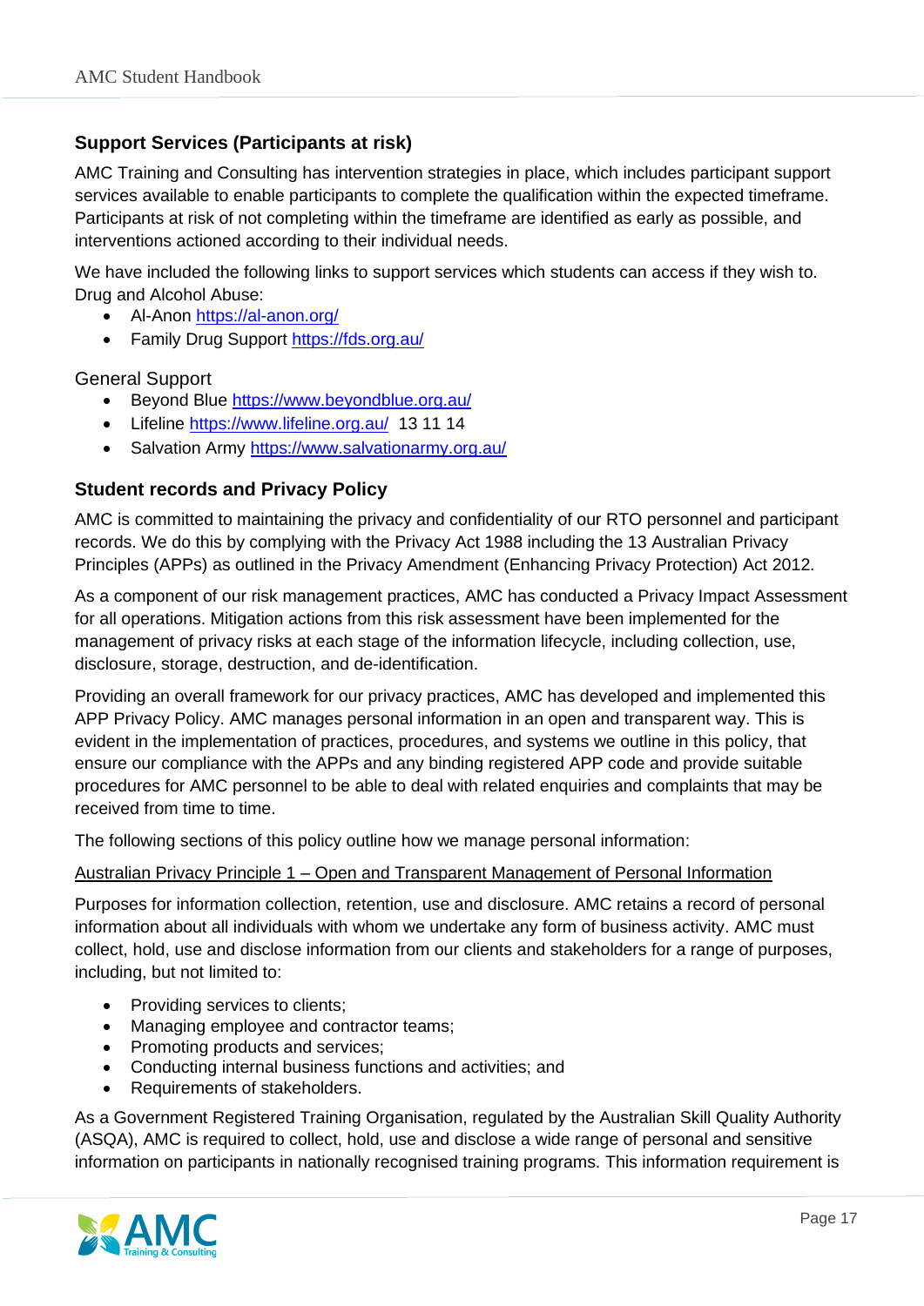### Support Services (Participants at risk)

AMC Training and Consulting has intervention strategies in place, which includes participant support services available to enable participants to complete the qualification within the expected timeframe. Participants at risk of not completing within the timeframe are identified as early as possible, and interventions actioned according to their individual needs.

We have included the following links to support services which students can access if they wish to. Drug and Alcohol Abuse:

- Al-Anon https://al-anon.org/
- Family Drug Support https://fds.org.au/

General Support

- Beyond Blue https://www.beyondblue.org.au/
- Lifeline https://www.lifeline.org.au/ 13 11 14
- Salvation Army https://www.salvationarmy.org.au/

### Student records and Privacy Policy

AMC is committed to maintaining the privacy and confidentiality of our RTO personnel and participant records. We do this by complying with the Privacy Act 1988 including the 13 Australian Privacy Principles (APPs) as outlined in the Privacy Amendment (Enhancing Privacy Protection) Act 2012.

As a component of our risk management practices, AMC has conducted a Privacy Impact Assessment for all operations. Mitigation actions from this risk assessment have been implemented for the management of privacy risks at each stage of the information lifecycle, including collection, use, disclosure, storage, destruction, and de-identification.

Providing an overall framework for our privacy practices, AMC has developed and implemented this APP Privacy Policy. AMC manages personal information in an open and transparent way. This is evident in the implementation of practices, procedures, and systems we outline in this policy, that ensure our compliance with the APPs and any binding registered APP code and provide suitable procedures for AMC personnel to be able to deal with related enquiries and complaints that may be received from time to time.

The following sections of this policy outline how we manage personal information:

<u>Australian Privacy Principle 1 – Open and Transparent Management of Personal Information</u>

Purposes for information collection, retention, use and disclosure. AMC retains a record of personal information about all individuals with whom we undertake any form of business activity. AMC must collect, hold, use and disclose information from our clients and stakeholders for a range of purposes, including, but not limited to:

- Providing services to clients;
- Managing employee and contractor teams;
- Promoting products and services;
- Conducting internal business functions and activities; and
- Requirements of stakeholders.

As a Government Registered Training Organisation, regulated by the Australian Skill Quality Authority (ASQA), AMC is required to collect, hold, use and disclose a wide range of personal and sensitive information on participants in nationally recognised training programs. This information requirement is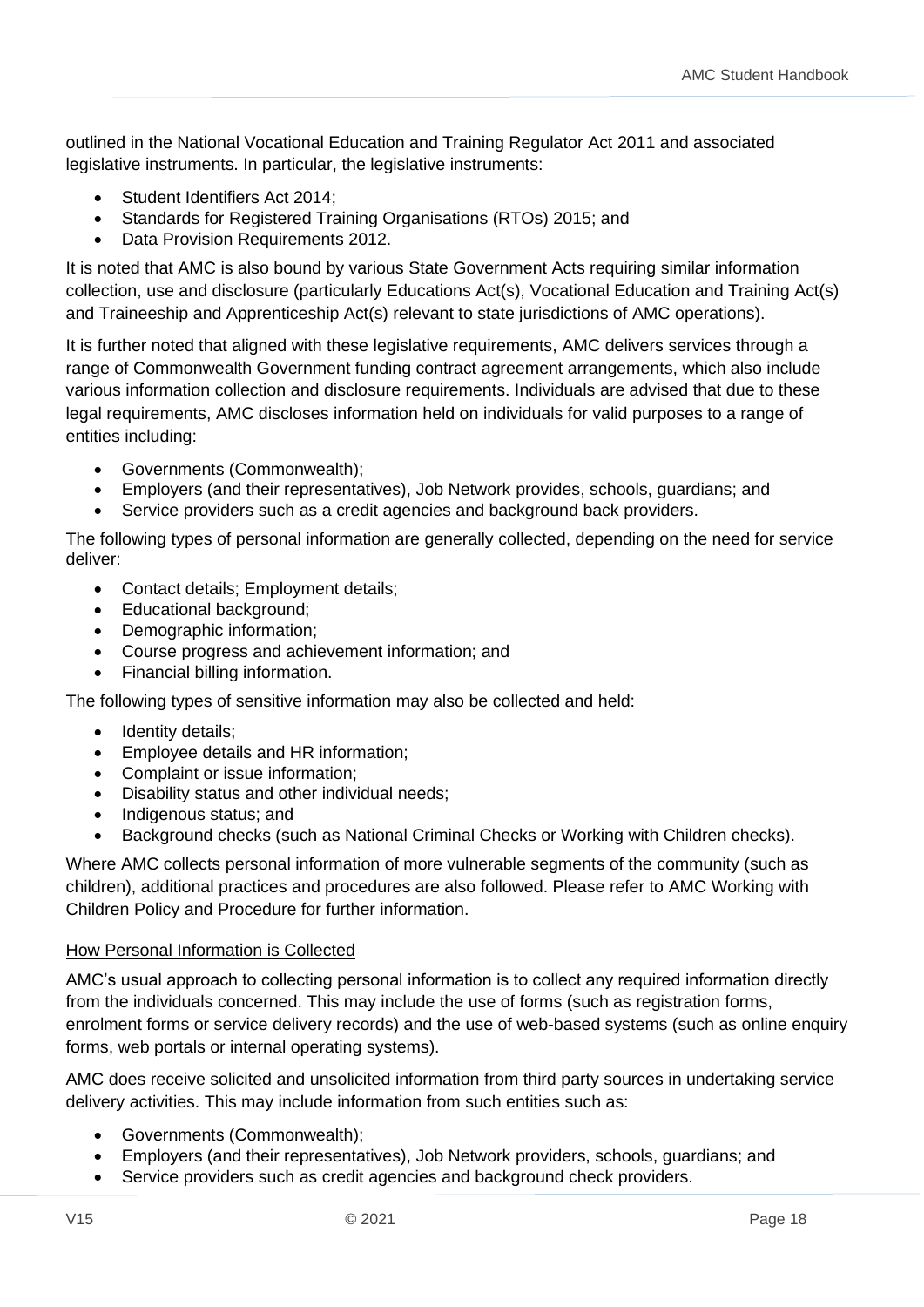outlined in the National Vocational Education and Training Regulator Act 2011 and associated legislative instruments. In particular, the legislative instruments:

- Student Identifiers Act 2014;
- Standards for Registered Training Organisations (RTOs) 2015; and
- Data Provision Requirements 2012.

It is noted that AMC is also bound by various State Government Acts requiring similar information collection, use and disclosure (particularly Educations Act(s), Vocational Education and Training Act(s) and Traineeship and Apprenticeship Act(s) relevant to state jurisdictions of AMC operations).

It is further noted that aligned with these legislative requirements, AMC delivers services through a range of Commonwealth Government funding contract agreement arrangements, which also include various information collection and disclosure requirements. Individuals are advised that due to these legal requirements, AMC discloses information held on individuals for valid purposes to a range of entities including:

- Governments (Commonwealth);
- Employers (and their representatives), Job Network provides, schools, guardians; and
- Service providers such as a credit agencies and background back providers.

The following types of personal information are generally collected, depending on the need for service deliver:

- Contact details; Employment details;
- Educational background;
- Demographic information;
- Course progress and achievement information; and
- Financial billing information.

The following types of sensitive information may also be collected and held:

- Identity details;
- Employee details and HR information;
- Complaint or issue information;
- Disability status and other individual needs;
- Indigenous status; and
- Background checks (such as National Criminal Checks or Working with Children checks).

Where AMC collects personal information of more vulnerable segments of the community (such as children), additional practices and procedures are also followed. Please refer to AMC Working with Children Policy and Procedure for further information.

How Personal Information is Collected

AMC's usual approach to collecting personal information is to collect any required information directly from the individuals concerned. This may include the use of forms (such as registration forms, enrolment forms or service delivery records) and the use of web-based systems (such as online enquiry forms, web portals or internal operating systems).

AMC does receive solicited and unsolicited information from third party sources in undertaking service delivery activities. This may include information from such entities such as:

- Governments (Commonwealth);
- Employers (and their representatives), Job Network providers, schools, guardians; and
- Service providers such as credit agencies and background check providers.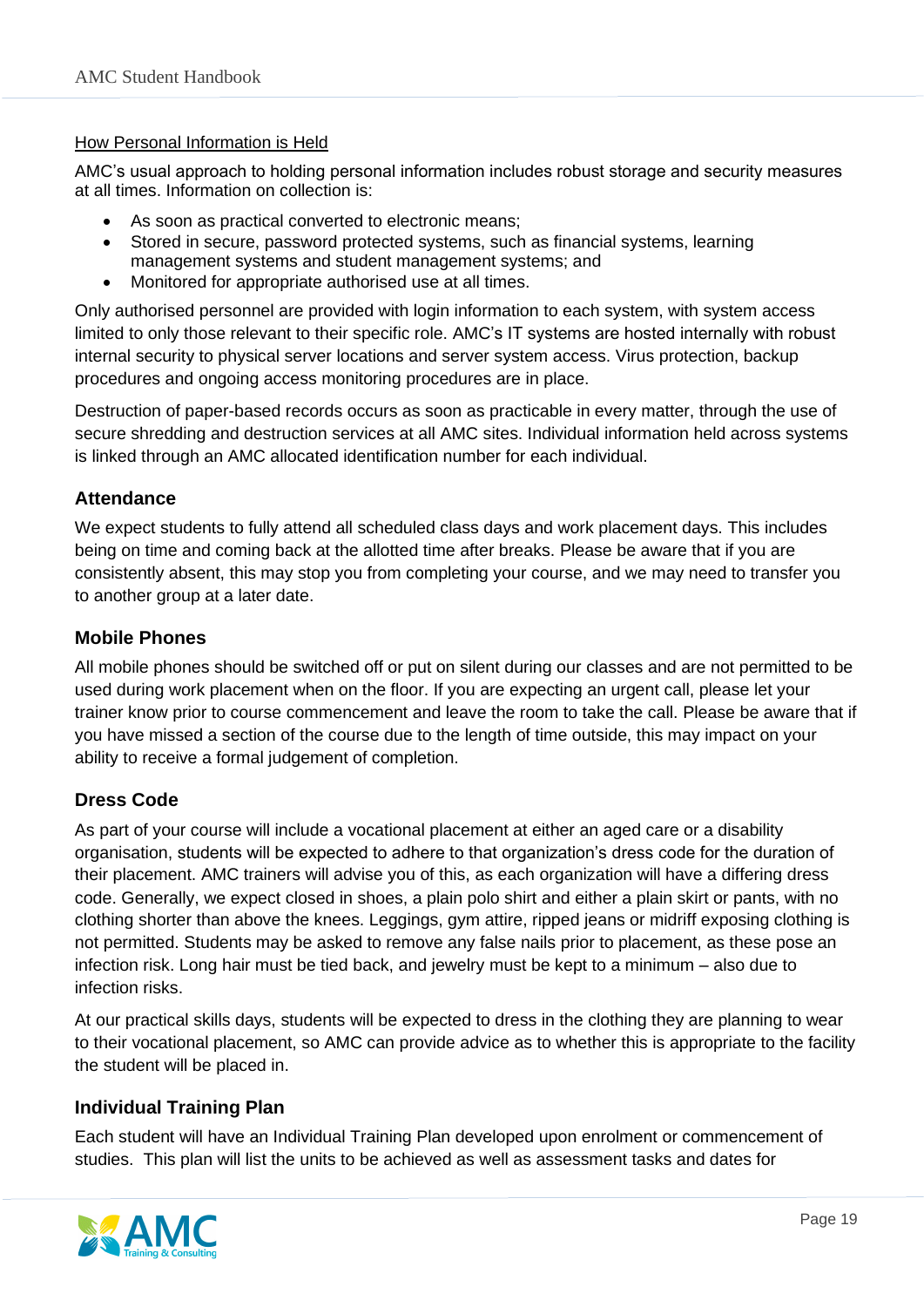How Personal Information is Held

AMC's usual approach to holding personal information includes robust storage and security measures at all times. Information on collection is:

- As soon as practical converted to electronic means;
- Stored in secure, password protected systems, such as financial systems, learning management systems and student management systems; and
- Monitored for appropriate authorised use at all times.

Only authorised personnel are provided with login information to each system, with system access limited to only those relevant to their specific role. AMC's IT systems are hosted internally with robust internal security to physical server locations and server system access. Virus protection, backup procedures and ongoing access monitoring procedures are in place.

Destruction of paper-based records occurs as soon as practicable in every matter, through the use of secure shredding and destruction services at all AMC sites. Individual information held across systems is linked through an AMC allocated identification number for each individual.

## Attendance

We expect students to fully attend all scheduled class days and work placement days. This includes being on time and coming back at the allotted time after breaks. Please be aware that if you are consistently absent, this may stop you from completing your course, and we may need to transfer you to another group at a later date.

## Mobile Phones

All mobile phones should be switched off or put on silent during our classes and are not permitted to be used during work placement when on the floor. If you are expecting an urgent call, please let your trainer know prior to course commencement and leave the room to take the call. Please be aware that if you have missed a section of the course due to the length of time outside, this may impact on your ability to receive a formal judgement of completion.

## Dress Code

As part of your course will include a vocational placement at either an aged care or a disability organisation, students will be expected to adhere to that organization's dress code for the duration of their placement. AMC trainers will advise you of this, as each organization will have a differing dress code. Generally, we expect closed in shoes, a plain polo shirt and either a plain skirt or pants, with no clothing shorter than above the knees. Leggings, gym attire, ripped jeans or midriff exposing clothing is not permitted. Students may be asked to remove any false nails prior to placement, as these pose an infection risk. Long hair must be tied back, and jewelry must be kept to a minimum – also due to infection risks.

At our practical skills days, students will be expected to dress in the clothing they are planning to wear to their vocational placement, so AMC can provide advice as to whether this is appropriate to the facility the student will be placed in.

## Individual Training Plan

Each student will have an Individual Training Plan developed upon enrolment or commencement of studies. This plan will list the units to be achieved as well as assessment tasks and dates for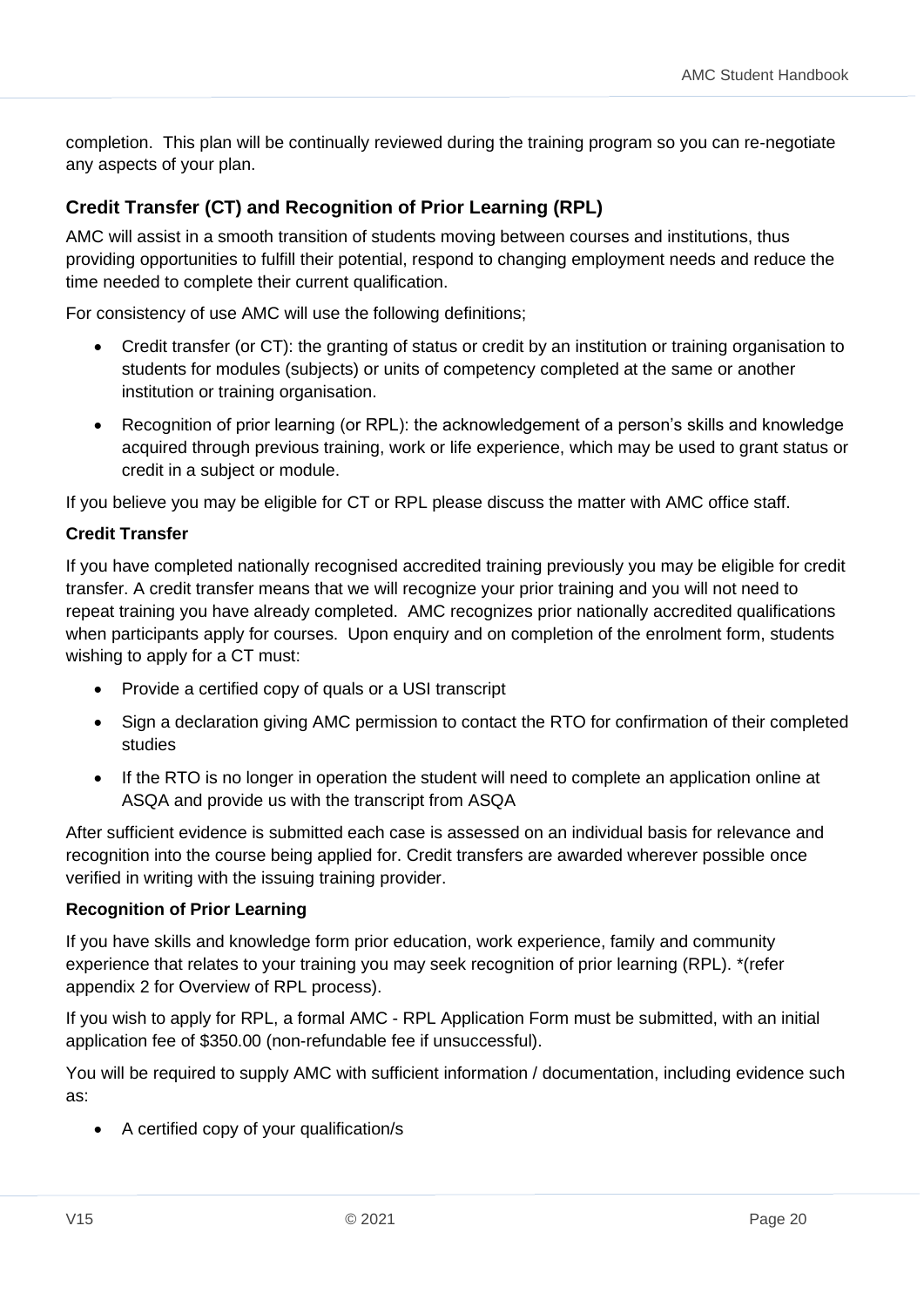completion. This plan will be continually reviewed during the training program so you can re-negotiate any aspects of your plan.

## Credit Transfer (CT) and Recognition of Prior Learning (RPL)

AMC will assist in a smooth transition of students moving between courses and institutions, thus providing opportunities to fulfill their potential, respond to changing employment needs and reduce the time needed to complete their current qualification.

For consistency of use AMC will use the following definitions;

- Credit transfer (or CT): the granting of status or credit by an institution or training organisation to students for modules (subjects) or units of competency completed at the same or another institution or training organisation.
- Recognition of prior learning (or RPL): the acknowledgement of a person's skills and knowledge acquired through previous training, work or life experience, which may be used to grant status or credit in a subject or module.

If you believe you may be eligible for CT or RPL please discuss the matter with AMC office staff.

### Credit Transfer

If you have completed nationally recognised accredited training previously you may be eligible for credit transfer. A credit transfer means that we will recognize your prior training and you will not need to repeat training you have already completed. AMC recognizes prior nationally accredited qualifications when participants apply for courses. Upon enquiry and on completion of the enrolment form, students wishing to apply for a CT must:

- Provide a certified copy of quals or a USI transcript
- Sign a declaration giving AMC permission to contact the RTO for confirmation of their completed studies
- If the RTO is no longer in operation the student will need to complete an application online at ASQA and provide us with the transcript from ASQA

After sufficient evidence is submitted each case is assessed on an individual basis for relevance and recognition into the course being applied for. Credit transfers are awarded wherever possible once verified in writing with the issuing training provider.

### Recognition of Prior Learning

If you have skills and knowledge form prior education, work experience, family and community experience that relates to your training you may seek recognition of prior learning (RPL). *(refer appendix 2 for Overview of RPL process).

If you wish to apply for RPL, a formal AMC - RPL Application Form must be submitted, with an initial application fee of $350.00 (non-refundable fee if unsuccessful).

You will be required to supply AMC with sufficient information / documentation, including evidence such as:

- A certified copy of your qualification/s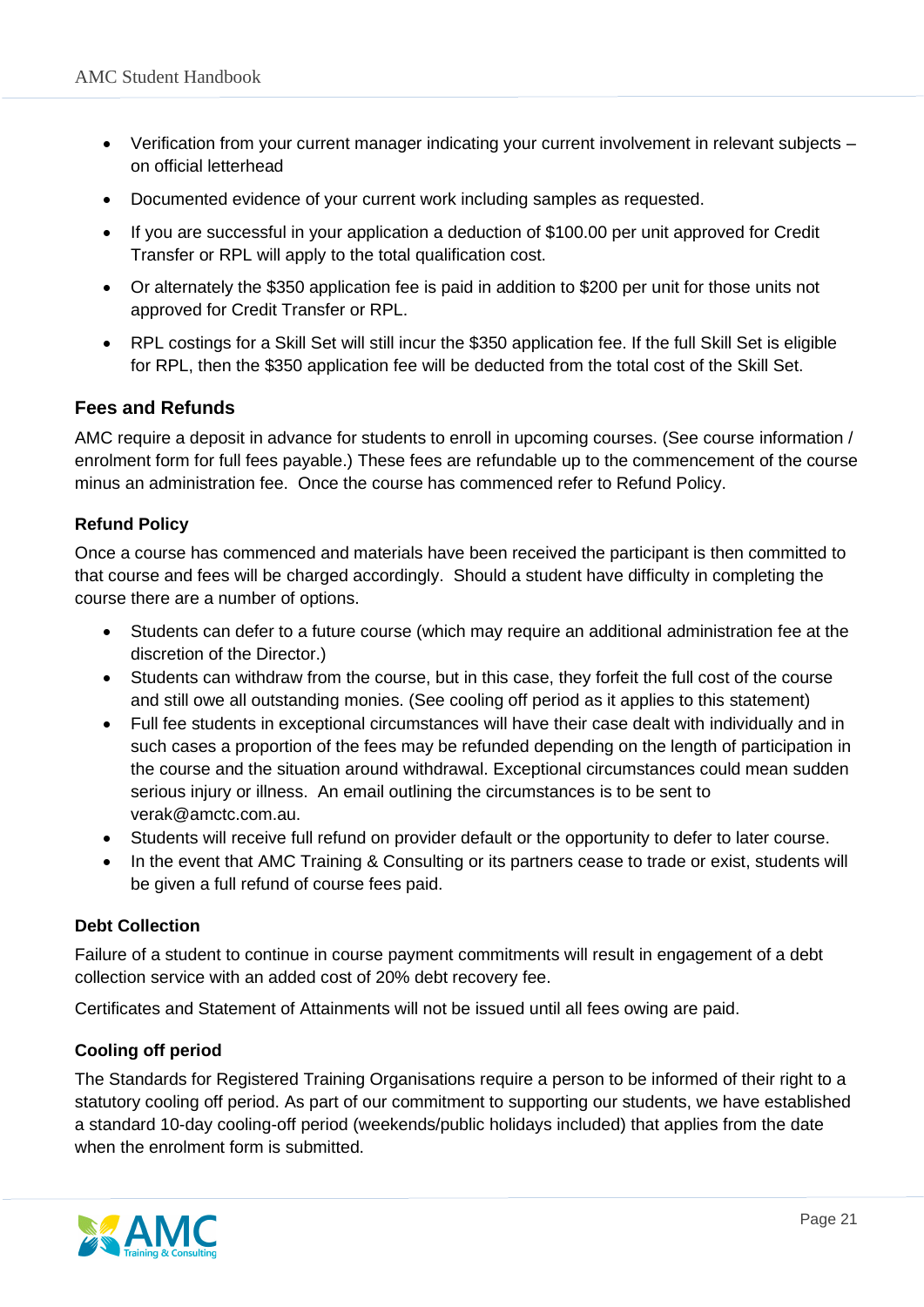- Verification from your current manager indicating your current involvement in relevant subjects – on official letterhead
- Documented evidence of your current work including samples as requested.
- If you are successful in your application a deduction of $100.00 per unit approved for Credit Transfer or RPL will apply to the total qualification cost.
- Or alternately the $350 application fee is paid in addition to $200 per unit for those units not approved for Credit Transfer or RPL.
- RPL costings for a Skill Set will still incur the $350 application fee. If the full Skill Set is eligible for RPL, then the $350 application fee will be deducted from the total cost of the Skill Set.

## Fees and Refunds

AMC require a deposit in advance for students to enroll in upcoming courses. (See course information / enrolment form for full fees payable.) These fees are refundable up to the commencement of the course minus an administration fee. Once the course has commenced refer to Refund Policy.

### Refund Policy

Once a course has commenced and materials have been received the participant is then committed to that course and fees will be charged accordingly. Should a student have difficulty in completing the course there are a number of options.

- Students can defer to a future course (which may require an additional administration fee at the discretion of the Director.)
- Students can withdraw from the course, but in this case, they forfeit the full cost of the course and still owe all outstanding monies. (See cooling off period as it applies to this statement)
- Full fee students in exceptional circumstances will have their case dealt with individually and in such cases a proportion of the fees may be refunded depending on the length of participation in the course and the situation around withdrawal. Exceptional circumstances could mean sudden serious injury or illness. An email outlining the circumstances is to be sent to verak@amctc.com.au.
- Students will receive full refund on provider default or the opportunity to defer to later course.
- In the event that AMC Training & Consulting or its partners cease to trade or exist, students will be given a full refund of course fees paid.

### Debt Collection

Failure of a student to continue in course payment commitments will result in engagement of a debt collection service with an added cost of 20% debt recovery fee.

Certificates and Statement of Attainments will not be issued until all fees owing are paid.

### Cooling off period

The Standards for Registered Training Organisations require a person to be informed of their right to a statutory cooling off period. As part of our commitment to supporting our students, we have established a standard 10-day cooling-off period (weekends/public holidays included) that applies from the date when the enrolment form is submitted.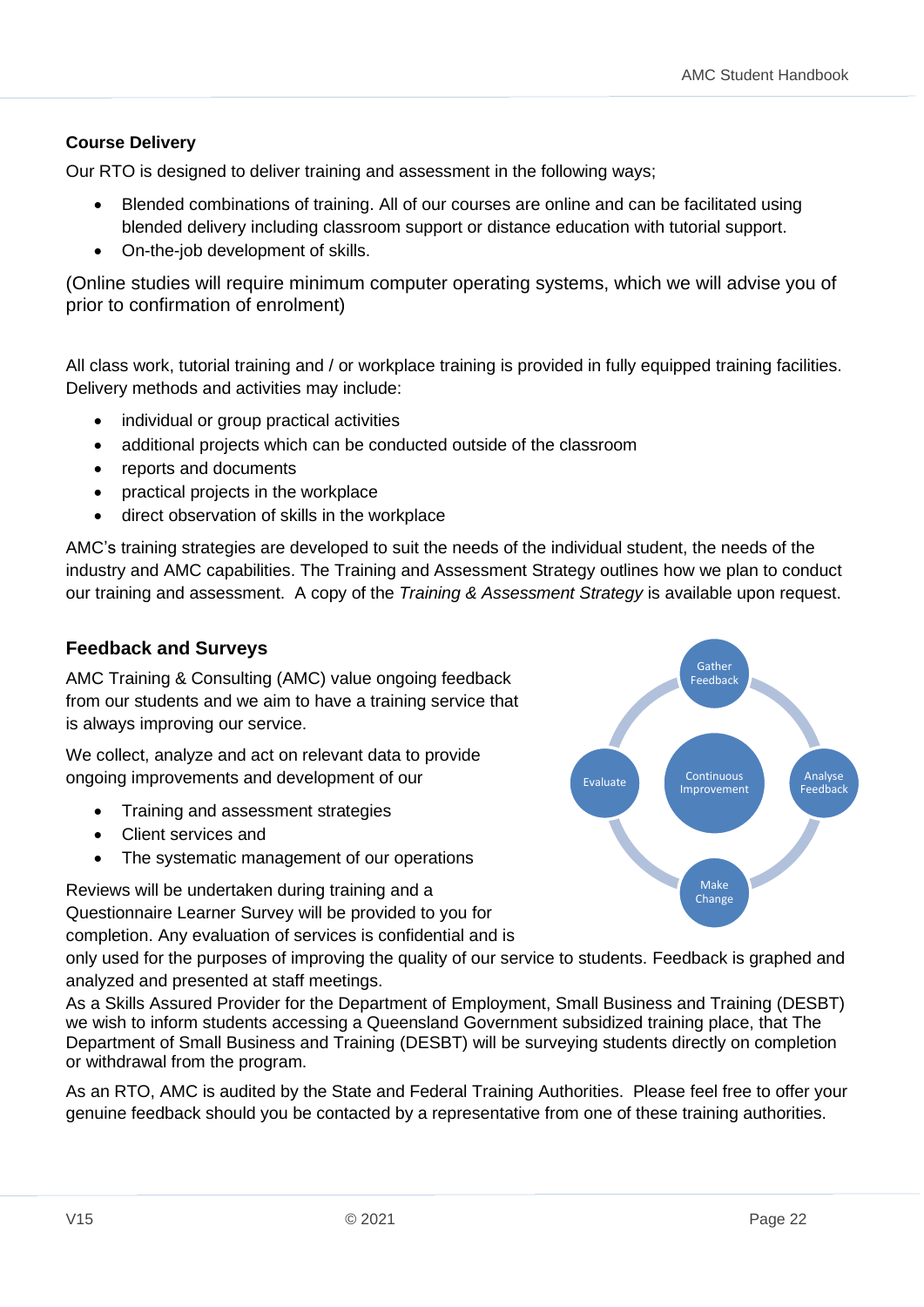### Course Delivery

Our RTO is designed to deliver training and assessment in the following ways;

- Blended combinations of training. All of our courses are online and can be facilitated using blended delivery including classroom support or distance education with tutorial support.
- On-the-job development of skills.

(Online studies will require minimum computer operating systems, which we will advise you of prior to confirmation of enrolment)

All class work, tutorial training and / or workplace training is provided in fully equipped training facilities. Delivery methods and activities may include:

- individual or group practical activities
- additional projects which can be conducted outside of the classroom
- reports and documents
- practical projects in the workplace
- direct observation of skills in the workplace

AMC's training strategies are developed to suit the needs of the individual student, the needs of the industry and AMC capabilities. The Training and Assessment Strategy outlines how we plan to conduct our training and assessment. A copy of the *Training & Assessment Strategy* is available upon request.

## Feedback and Surveys

AMC Training & Consulting (AMC) value ongoing feedback from our students and we aim to have a training service that is always improving our service.

We collect, analyze and act on relevant data to provide ongoing improvements and development of our

- Training and assessment strategies
- Client services and
- The systematic management of our operations

Gather Feedback → Analyse Feedback → Make Change → Evaluate (Continuous Improvement)

Reviews will be undertaken during training and a Questionnaire Learner Survey will be provided to you for completion. Any evaluation of services is confidential and is only used for the purposes of improving the quality of our service to students. Feedback is graphed and analyzed and presented at staff meetings.

As a Skills Assured Provider for the Department of Employment, Small Business and Training (DESBT) we wish to inform students accessing a Queensland Government subsidized training place, that The Department of Small Business and Training (DESBT) will be surveying students directly on completion or withdrawal from the program.

As an RTO, AMC is audited by the State and Federal Training Authorities. Please feel free to offer your genuine feedback should you be contacted by a representative from one of these training authorities.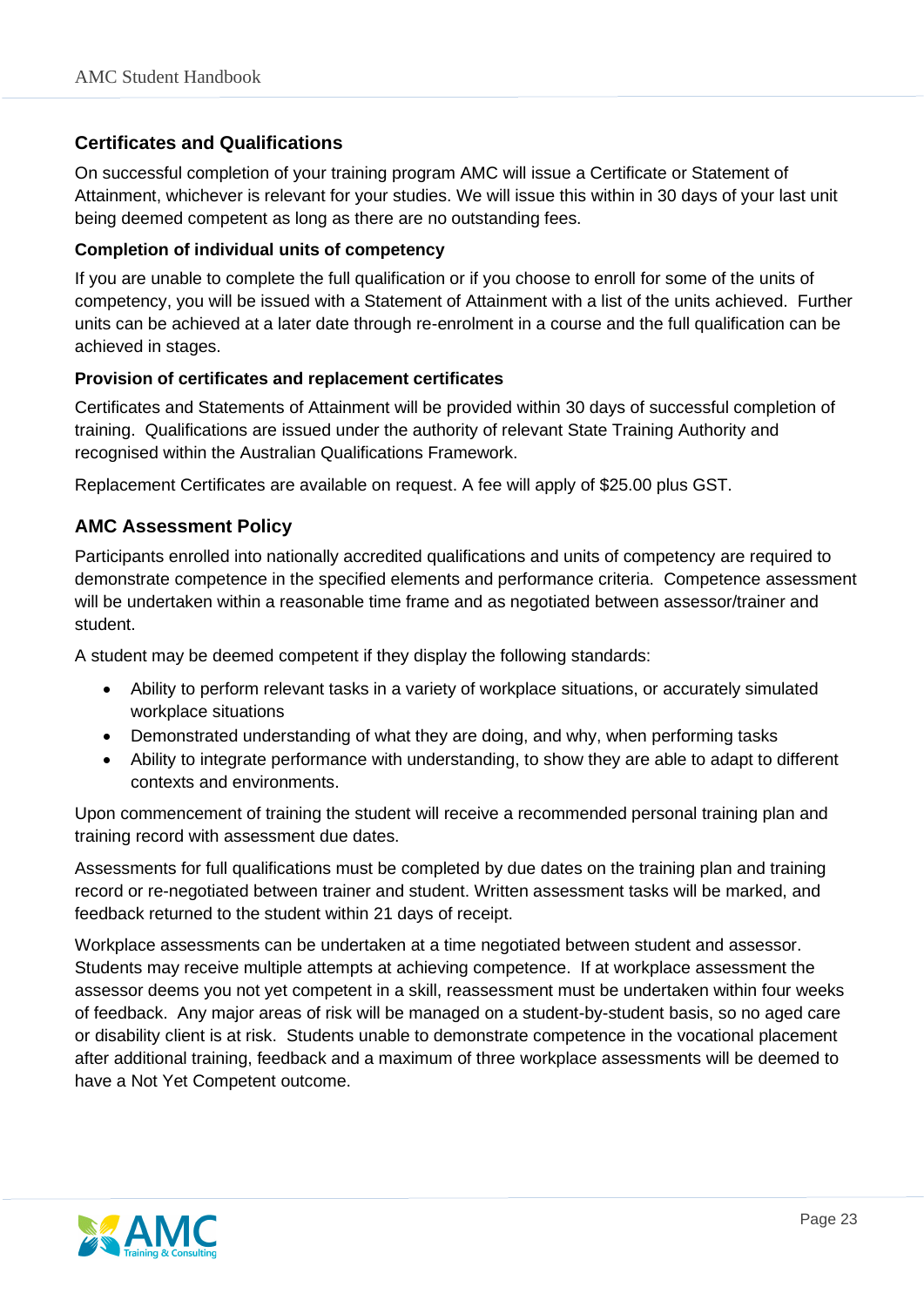## Certificates and Qualifications

On successful completion of your training program AMC will issue a Certificate or Statement of Attainment, whichever is relevant for your studies. We will issue this within in 30 days of your last unit being deemed competent as long as there are no outstanding fees.

### Completion of individual units of competency

If you are unable to complete the full qualification or if you choose to enroll for some of the units of competency, you will be issued with a Statement of Attainment with a list of the units achieved. Further units can be achieved at a later date through re-enrolment in a course and the full qualification can be achieved in stages.

### Provision of certificates and replacement certificates

Certificates and Statements of Attainment will be provided within 30 days of successful completion of training. Qualifications are issued under the authority of relevant State Training Authority and recognised within the Australian Qualifications Framework.

Replacement Certificates are available on request. A fee will apply of $25.00 plus GST.

## AMC Assessment Policy

Participants enrolled into nationally accredited qualifications and units of competency are required to demonstrate competence in the specified elements and performance criteria. Competence assessment will be undertaken within a reasonable time frame and as negotiated between assessor/trainer and student.

A student may be deemed competent if they display the following standards:

- Ability to perform relevant tasks in a variety of workplace situations, or accurately simulated workplace situations
- Demonstrated understanding of what they are doing, and why, when performing tasks
- Ability to integrate performance with understanding, to show they are able to adapt to different contexts and environments.

Upon commencement of training the student will receive a recommended personal training plan and training record with assessment due dates.

Assessments for full qualifications must be completed by due dates on the training plan and training record or re-negotiated between trainer and student. Written assessment tasks will be marked, and feedback returned to the student within 21 days of receipt.

Workplace assessments can be undertaken at a time negotiated between student and assessor. Students may receive multiple attempts at achieving competence. If at workplace assessment the assessor deems you not yet competent in a skill, reassessment must be undertaken within four weeks of feedback. Any major areas of risk will be managed on a student-by-student basis, so no aged care or disability client is at risk. Students unable to demonstrate competence in the vocational placement after additional training, feedback and a maximum of three workplace assessments will be deemed to have a Not Yet Competent outcome.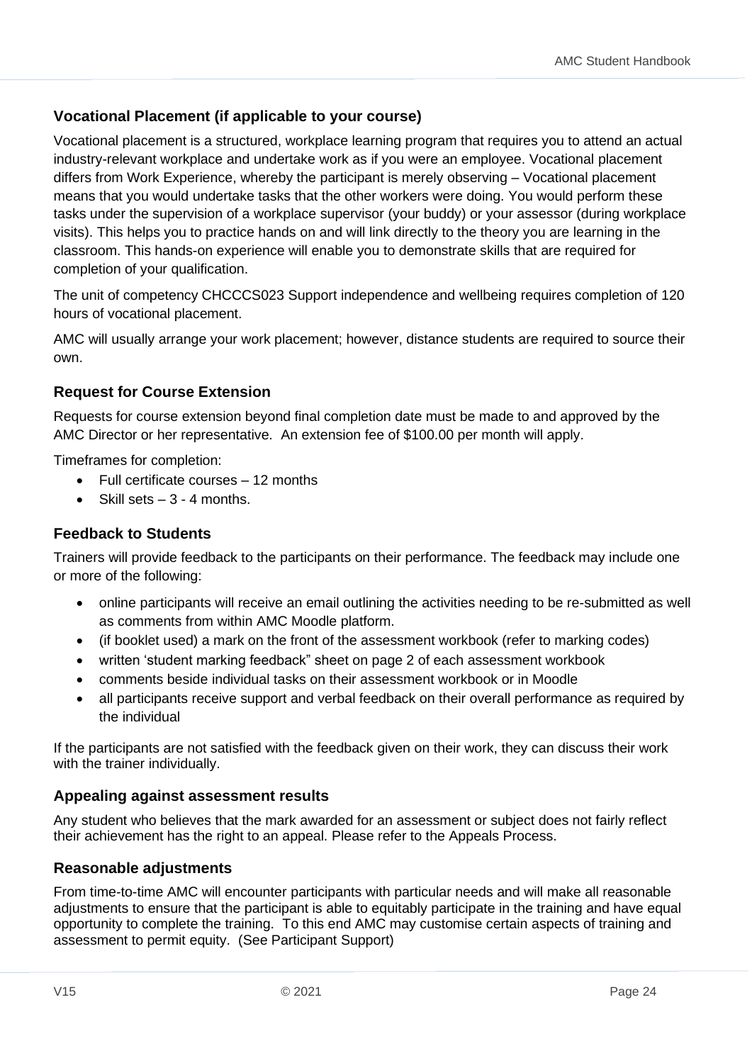### Vocational Placement (if applicable to your course)

Vocational placement is a structured, workplace learning program that requires you to attend an actual industry-relevant workplace and undertake work as if you were an employee. Vocational placement differs from Work Experience, whereby the participant is merely observing – Vocational placement means that you would undertake tasks that the other workers were doing. You would perform these tasks under the supervision of a workplace supervisor (your buddy) or your assessor (during workplace visits). This helps you to practice hands on and will link directly to the theory you are learning in the classroom. This hands-on experience will enable you to demonstrate skills that are required for completion of your qualification.

The unit of competency CHCCCS023 Support independence and wellbeing requires completion of 120 hours of vocational placement.

AMC will usually arrange your work placement; however, distance students are required to source their own.

### Request for Course Extension

Requests for course extension beyond final completion date must be made to and approved by the AMC Director or her representative. An extension fee of $100.00 per month will apply.

Timeframes for completion:

- Full certificate courses – 12 months
- Skill sets – 3 - 4 months.

### Feedback to Students

Trainers will provide feedback to the participants on their performance. The feedback may include one or more of the following:

- online participants will receive an email outlining the activities needing to be re-submitted as well as comments from within AMC Moodle platform.
- (if booklet used) a mark on the front of the assessment workbook (refer to marking codes)
- written 'student marking feedback" sheet on page 2 of each assessment workbook
- comments beside individual tasks on their assessment workbook or in Moodle
- all participants receive support and verbal feedback on their overall performance as required by the individual

If the participants are not satisfied with the feedback given on their work, they can discuss their work with the trainer individually.

### Appealing against assessment results

Any student who believes that the mark awarded for an assessment or subject does not fairly reflect their achievement has the right to an appeal. Please refer to the Appeals Process.

### Reasonable adjustments

From time-to-time AMC will encounter participants with particular needs and will make all reasonable adjustments to ensure that the participant is able to equitably participate in the training and have equal opportunity to complete the training. To this end AMC may customise certain aspects of training and assessment to permit equity. (See Participant Support)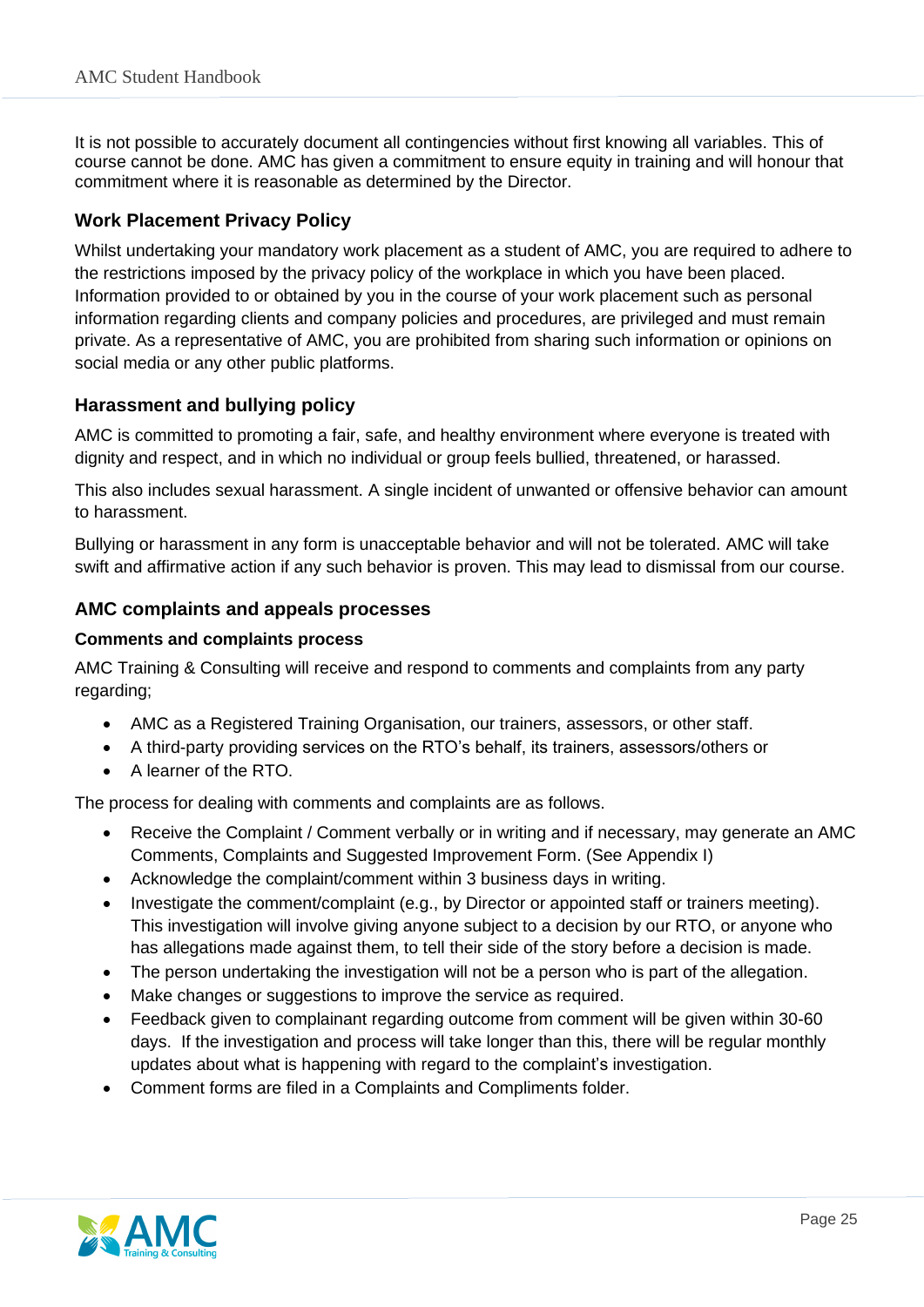It is not possible to accurately document all contingencies without first knowing all variables. This of course cannot be done. AMC has given a commitment to ensure equity in training and will honour that commitment where it is reasonable as determined by the Director.

### Work Placement Privacy Policy

Whilst undertaking your mandatory work placement as a student of AMC, you are required to adhere to the restrictions imposed by the privacy policy of the workplace in which you have been placed. Information provided to or obtained by you in the course of your work placement such as personal information regarding clients and company policies and procedures, are privileged and must remain private. As a representative of AMC, you are prohibited from sharing such information or opinions on social media or any other public platforms.

### Harassment and bullying policy

AMC is committed to promoting a fair, safe, and healthy environment where everyone is treated with dignity and respect, and in which no individual or group feels bullied, threatened, or harassed.

This also includes sexual harassment. A single incident of unwanted or offensive behavior can amount to harassment.

Bullying or harassment in any form is unacceptable behavior and will not be tolerated. AMC will take swift and affirmative action if any such behavior is proven. This may lead to dismissal from our course.

### AMC complaints and appeals processes

#### Comments and complaints process

AMC Training & Consulting will receive and respond to comments and complaints from any party regarding;

- AMC as a Registered Training Organisation, our trainers, assessors, or other staff.
- A third-party providing services on the RTO's behalf, its trainers, assessors/others or
- A learner of the RTO.

The process for dealing with comments and complaints are as follows.

- Receive the Complaint / Comment verbally or in writing and if necessary, may generate an AMC Comments, Complaints and Suggested Improvement Form. (See Appendix I)
- Acknowledge the complaint/comment within 3 business days in writing.
- Investigate the comment/complaint (e.g., by Director or appointed staff or trainers meeting). This investigation will involve giving anyone subject to a decision by our RTO, or anyone who has allegations made against them, to tell their side of the story before a decision is made.
- The person undertaking the investigation will not be a person who is part of the allegation.
- Make changes or suggestions to improve the service as required.
- Feedback given to complainant regarding outcome from comment will be given within 30-60 days. If the investigation and process will take longer than this, there will be regular monthly updates about what is happening with regard to the complaint's investigation.
- Comment forms are filed in a Complaints and Compliments folder.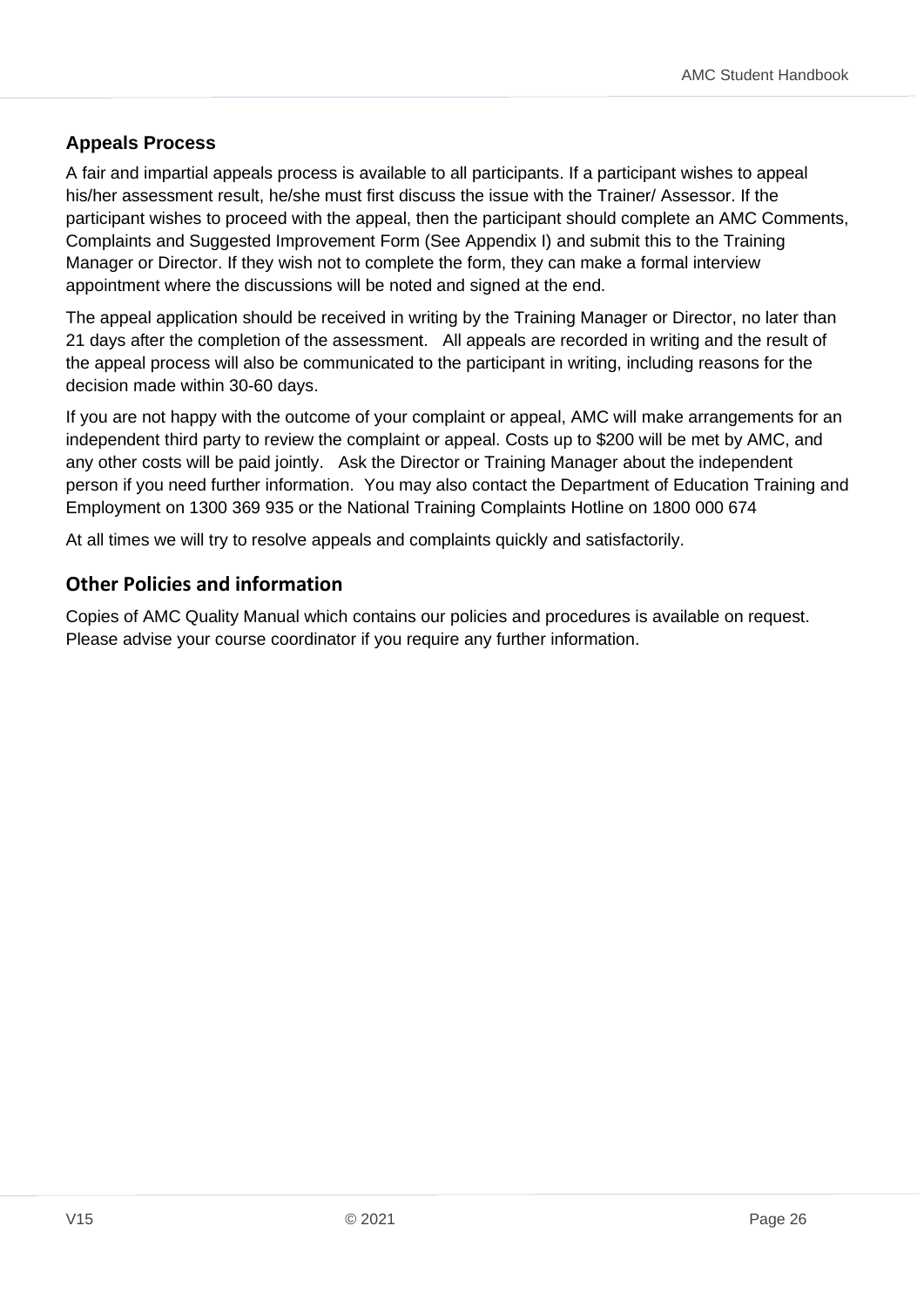## Appeals Process

A fair and impartial appeals process is available to all participants. If a participant wishes to appeal his/her assessment result, he/she must first discuss the issue with the Trainer/ Assessor. If the participant wishes to proceed with the appeal, then the participant should complete an AMC Comments, Complaints and Suggested Improvement Form (See Appendix I) and submit this to the Training Manager or Director. If they wish not to complete the form, they can make a formal interview appointment where the discussions will be noted and signed at the end.

The appeal application should be received in writing by the Training Manager or Director, no later than 21 days after the completion of the assessment. All appeals are recorded in writing and the result of the appeal process will also be communicated to the participant in writing, including reasons for the decision made within 30-60 days.

If you are not happy with the outcome of your complaint or appeal, AMC will make arrangements for an independent third party to review the complaint or appeal. Costs up to $200 will be met by AMC, and any other costs will be paid jointly. Ask the Director or Training Manager about the independent person if you need further information. You may also contact the Department of Education Training and Employment on 1300 369 935 or the National Training Complaints Hotline on 1800 000 674

At all times we will try to resolve appeals and complaints quickly and satisfactorily.

## Other Policies and information

Copies of AMC Quality Manual which contains our policies and procedures is available on request. Please advise your course coordinator if you require any further information.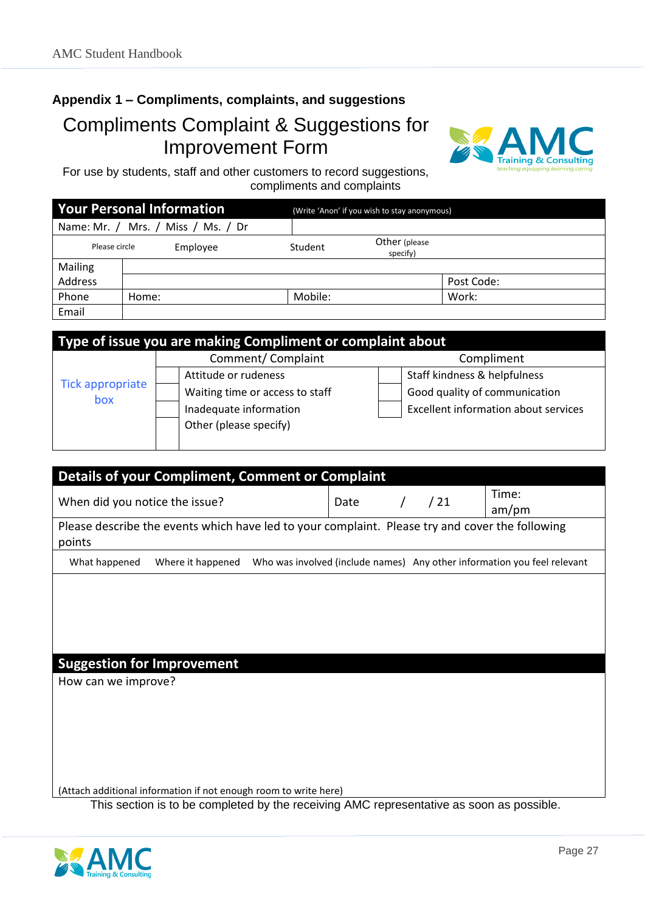## Appendix 1 – Compliments, complaints, and suggestions

# Compliments Complaint & Suggestions for Improvement Form

For use by students, staff and other customers to record suggestions, compliments and complaints

| **Your Personal Information** | (Write 'Anon' if you wish to stay anonymous) | | |
|---|---|---|---|
| Name: Mr. / Mrs. / Miss / Ms. / Dr | | | |
| Please circle | Employee | Student | Other (please specify) |
| Mailing Address | | | |
| | | | Post Code: |
| Phone | Home: | Mobile: | Work: |
| Email | | | |

| **Type of issue you are making Compliment or complaint about** | | | | |
|---|---|---|---|---|
| Tick appropriate box | | Comment/ Complaint | | Compliment |
| | ☐ | Attitude or rudeness | ☐ | Staff kindness & helpfulness |
| | ☐ | Waiting time or access to staff | ☐ | Good quality of communication |
| | ☐ | Inadequate information | ☐ | Excellent information about services |
| | ☐ | Other (please specify) | | |

| **Details of your Compliment, Comment or Complaint** | | |
|---|---|---|
| When did you notice the issue? | Date / / 21 | Time: am/pm |
| Please describe the events which have led to your complaint. Please try and cover the following points | | |
| What happened   Where it happened   Who was involved (include names)   Any other information you feel relevant | | |
| | | |

| **Suggestion for Improvement** |
|---|
| How can we improve? |
| (Attach additional information if not enough room to write here) |

This section is to be completed by the receiving AMC representative as soon as possible.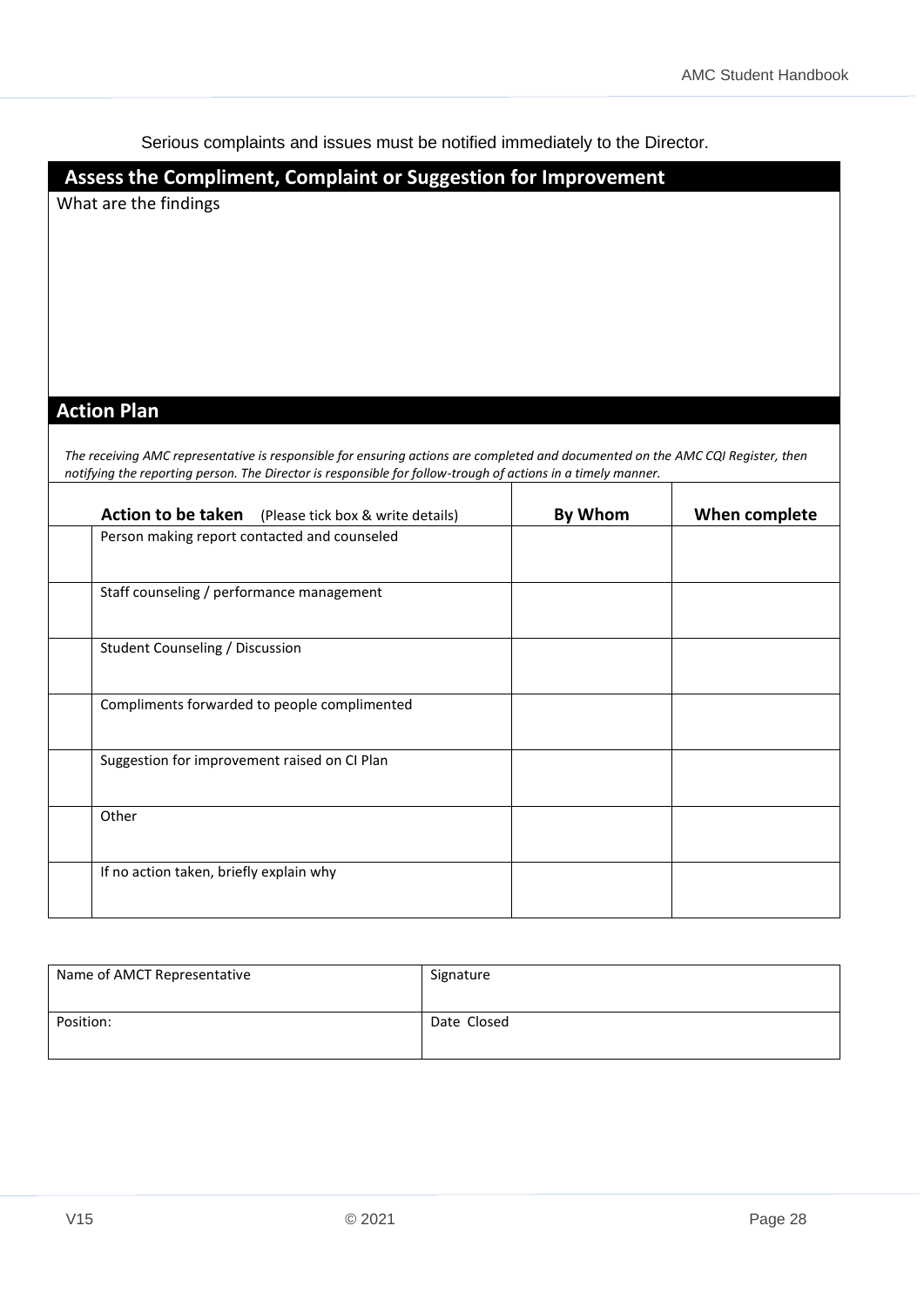Serious complaints and issues must be notified immediately to the Director.

## Assess the Compliment, Complaint or Suggestion for Improvement

What are the findings

## Action Plan

*The receiving AMC representative is responsible for ensuring actions are completed and documented on the AMC CQI Register, then notifying the reporting person. The Director is responsible for follow-trough of actions in a timely manner.*

| | **Action to be taken** (Please tick box & write details) | **By Whom** | **When complete** |
|---|---|---|---|
| | Person making report contacted and counseled | | |
| | Staff counseling / performance management | | |
| | Student Counseling / Discussion | | |
| | Compliments forwarded to people complimented | | |
| | Suggestion for improvement raised on CI Plan | | |
| | Other | | |
| | If no action taken, briefly explain why | | |

| Name of AMCT Representative | Signature |
|---|---|
| Position: | Date Closed |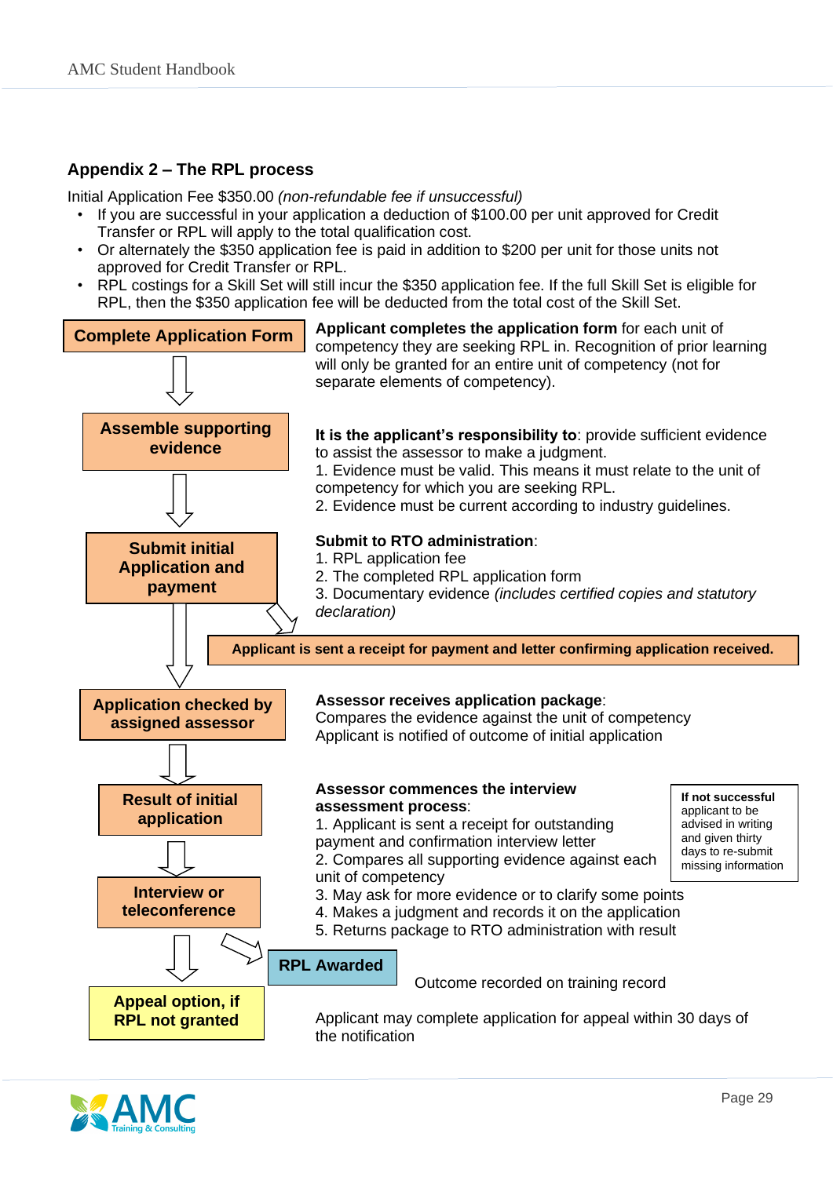## Appendix 2 – The RPL process

Initial Application Fee $350.00 *(non-refundable fee if unsuccessful)*

- If you are successful in your application a deduction of $100.00 per unit approved for Credit Transfer or RPL will apply to the total qualification cost.
- Or alternately the $350 application fee is paid in addition to $200 per unit for those units not approved for Credit Transfer or RPL.
- RPL costings for a Skill Set will still incur the $350 application fee. If the full Skill Set is eligible for RPL, then the $350 application fee will be deducted from the total cost of the Skill Set.

**Complete Application Form**

**Applicant completes the application form** for each unit of competency they are seeking RPL in. Recognition of prior learning will only be granted for an entire unit of competency (not for separate elements of competency).

**Assemble supporting evidence**

**It is the applicant's responsibility to**: provide sufficient evidence to assist the assessor to make a judgment.
1. Evidence must be valid. This means it must relate to the unit of competency for which you are seeking RPL.
2. Evidence must be current according to industry guidelines.

**Submit initial Application and payment**

**Submit to RTO administration**:
1. RPL application fee
2. The completed RPL application form
3. Documentary evidence *(includes certified copies and statutory declaration)*

**Applicant is sent a receipt for payment and letter confirming application received.**

**Application checked by assigned assessor**

**Assessor receives application package**:
Compares the evidence against the unit of competency
Applicant is notified of outcome of initial application

**Result of initial application**

**Interview or teleconference**

**Assessor commences the interview assessment process**:
1. Applicant is sent a receipt for outstanding payment and confirmation interview letter
2. Compares all supporting evidence against each unit of competency
3. May ask for more evidence or to clarify some points
4. Makes a judgment and records it on the application
5. Returns package to RTO administration with result

**If not successful** applicant to be advised in writing and given thirty days to re-submit missing information

**RPL Awarded**

Outcome recorded on training record

**Appeal option, if RPL not granted**

Applicant may complete application for appeal within 30 days of the notification